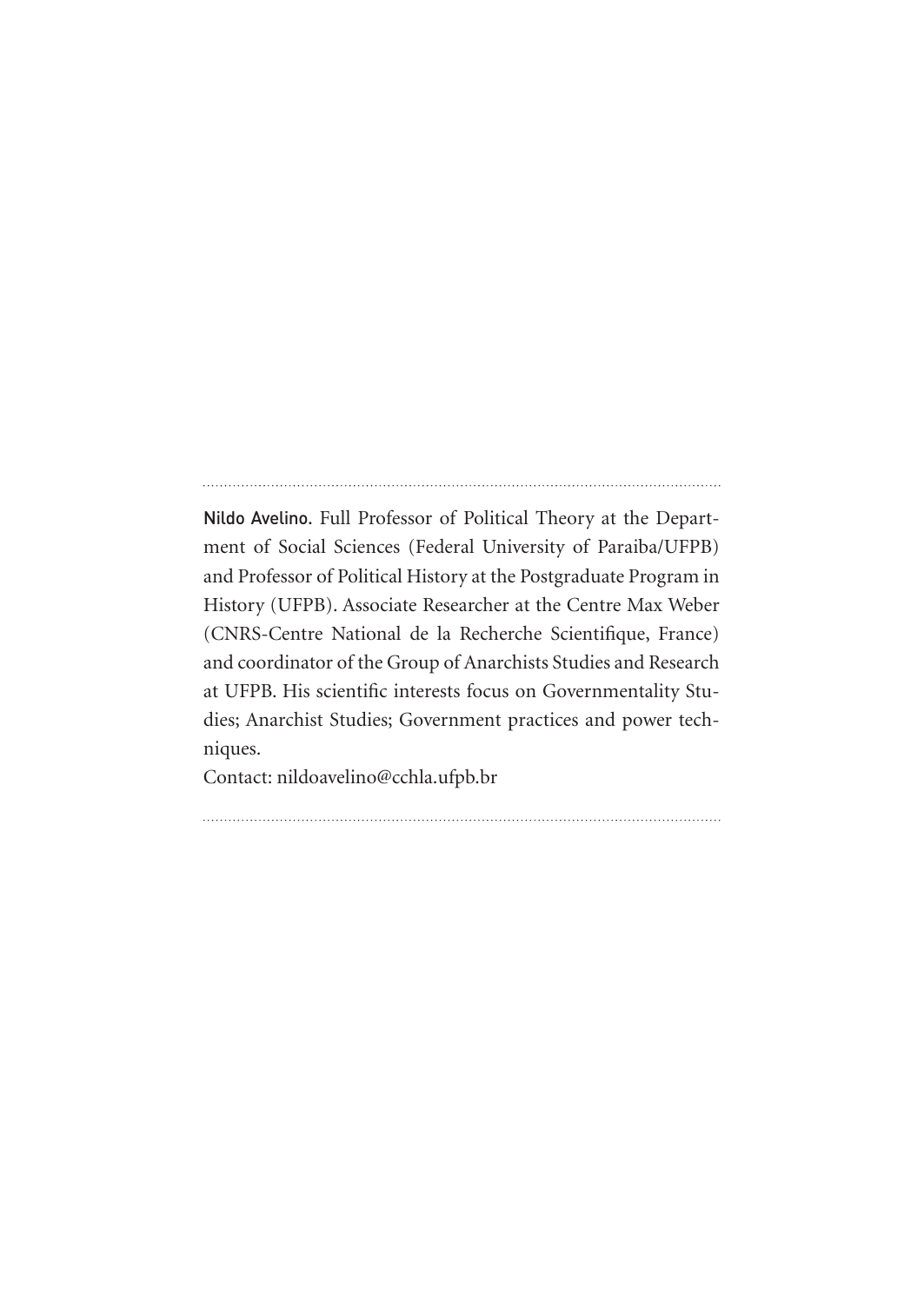**Nildo Avelino.** Full Professor of Political Theory at the Department of Social Sciences (Federal University of Paraiba/UFPB) and Professor of Political History at the Postgraduate Program in History (UFPB). Associate Researcher at the Centre Max Weber (CNRS-Centre National de la Recherche Scientifique, France) and coordinator of the Group of Anarchists Studies and Research at UFPB. His scientific interests focus on Governmentality Studies; Anarchist Studies; Government practices and power techniques.
Contact: nildoavelino@cchla.ufpb.br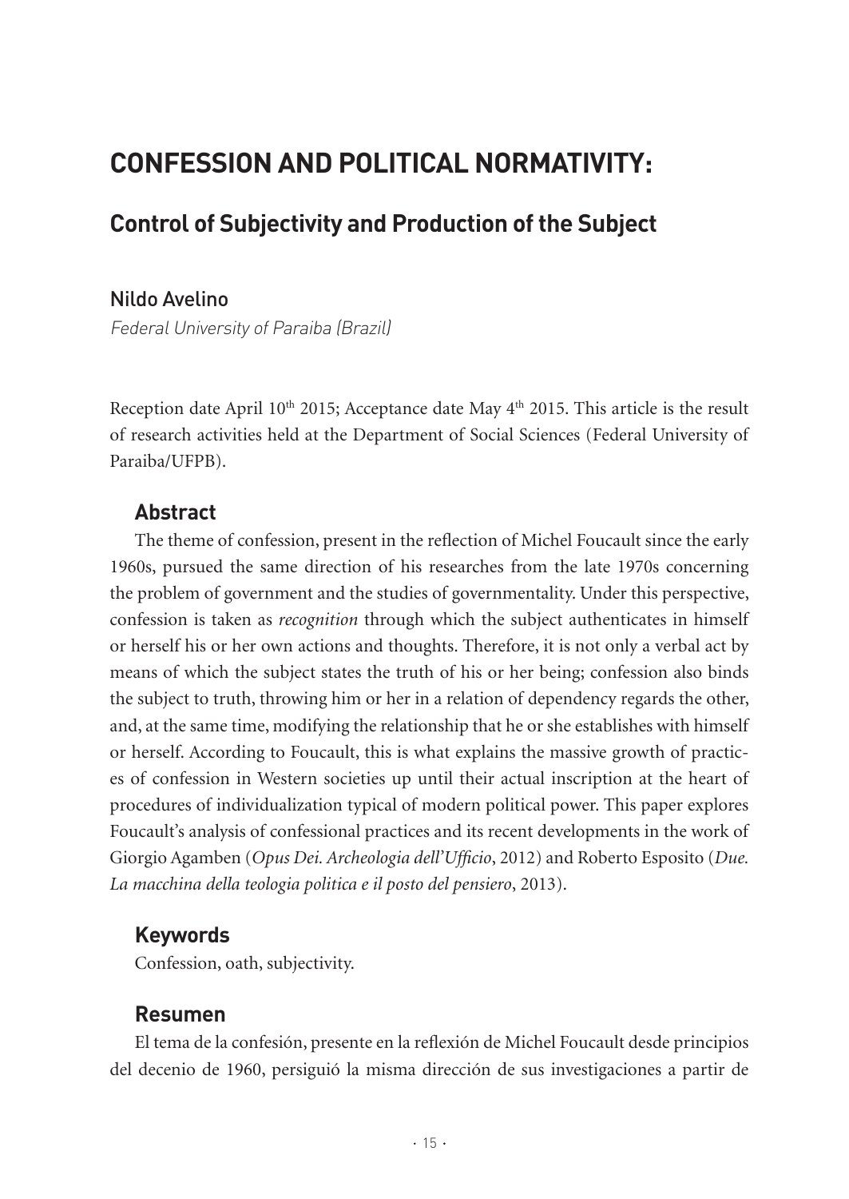# CONFESSION AND POLITICAL NORMATIVITY:

## Control of Subjectivity and Production of the Subject

Nildo Avelino

*Federal University of Paraiba (Brazil)*

Reception date April 10th 2015; Acceptance date May 4th 2015. This article is the result of research activities held at the Department of Social Sciences (Federal University of Paraiba/UFPB).

### Abstract

The theme of confession, present in the reflection of Michel Foucault since the early 1960s, pursued the same direction of his researches from the late 1970s concerning the problem of government and the studies of governmentality. Under this perspective, confession is taken as *recognition* through which the subject authenticates in himself or herself his or her own actions and thoughts. Therefore, it is not only a verbal act by means of which the subject states the truth of his or her being; confession also binds the subject to truth, throwing him or her in a relation of dependency regards the other, and, at the same time, modifying the relationship that he or she establishes with himself or herself. According to Foucault, this is what explains the massive growth of practices of confession in Western societies up until their actual inscription at the heart of procedures of individualization typical of modern political power. This paper explores Foucault's analysis of confessional practices and its recent developments in the work of Giorgio Agamben (*Opus Dei. Archeologia dell'Ufficio*, 2012) and Roberto Esposito (*Due. La macchina della teologia politica e il posto del pensiero*, 2013).

### Keywords

Confession, oath, subjectivity.

### Resumen

El tema de la confesión, presente en la reflexión de Michel Foucault desde principios del decenio de 1960, persiguió la misma dirección de sus investigaciones a partir de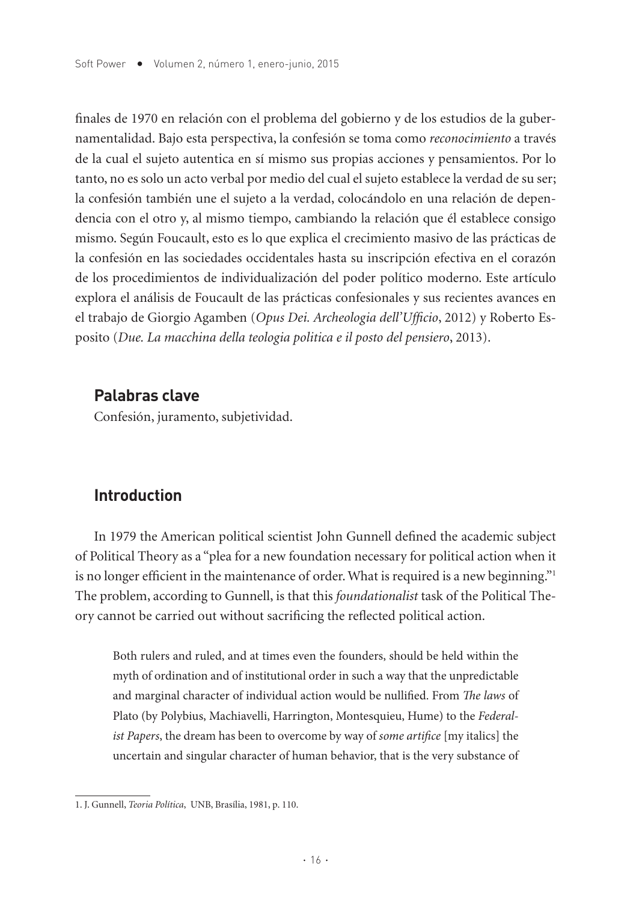finales de 1970 en relación con el problema del gobierno y de los estudios de la gubernamentalidad. Bajo esta perspectiva, la confesión se toma como *reconocimiento* a través de la cual el sujeto autentica en sí mismo sus propias acciones y pensamientos. Por lo tanto, no es solo un acto verbal por medio del cual el sujeto establece la verdad de su ser; la confesión también une el sujeto a la verdad, colocándolo en una relación de dependencia con el otro y, al mismo tiempo, cambiando la relación que él establece consigo mismo. Según Foucault, esto es lo que explica el crecimiento masivo de las prácticas de la confesión en las sociedades occidentales hasta su inscripción efectiva en el corazón de los procedimientos de individualización del poder político moderno. Este artículo explora el análisis de Foucault de las prácticas confesionales y sus recientes avances en el trabajo de Giorgio Agamben (*Opus Dei. Archeologia dell'Ufficio*, 2012) y Roberto Esposito (*Due. La macchina della teologia politica e il posto del pensiero*, 2013).

### Palabras clave

Confesión, juramento, subjetividad.

## Introduction

In 1979 the American political scientist John Gunnell defined the academic subject of Political Theory as a "plea for a new foundation necessary for political action when it is no longer efficient in the maintenance of order. What is required is a new beginning."[1] The problem, according to Gunnell, is that this *foundationalist* task of the Political Theory cannot be carried out without sacrificing the reflected political action.

> Both rulers and ruled, and at times even the founders, should be held within the myth of ordination and of institutional order in such a way that the unpredictable and marginal character of individual action would be nullified. From *The laws* of Plato (by Polybius, Machiavelli, Harrington, Montesquieu, Hume) to the *Federalist Papers*, the dream has been to overcome by way of *some artifice* [my italics] the uncertain and singular character of human behavior, that is the very substance of

---

1. J. Gunnell, *Teoria Política*, UNB, Brasília, 1981, p. 110.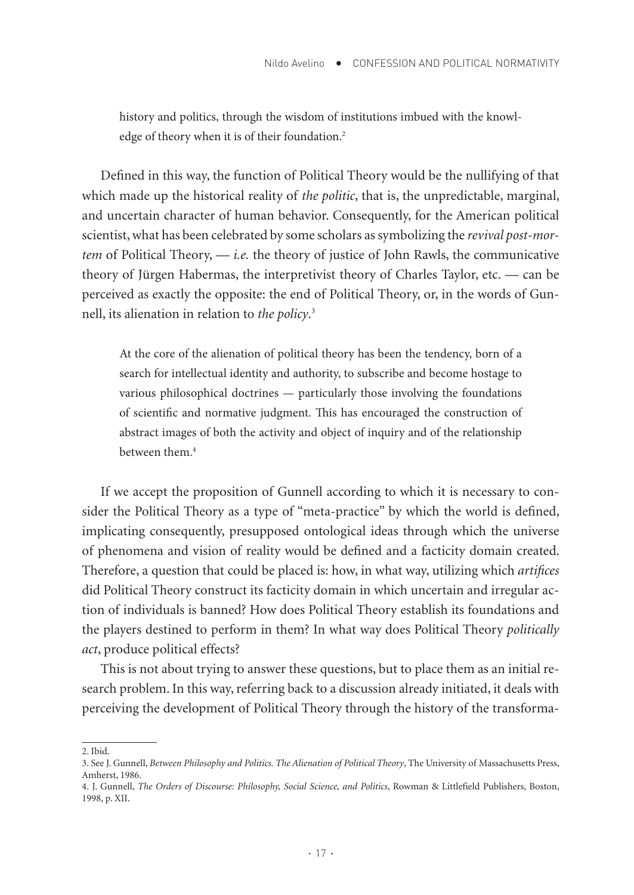> history and politics, through the wisdom of institutions imbued with the knowledge of theory when it is of their foundation.[2]

Defined in this way, the function of Political Theory would be the nullifying of that which made up the historical reality of *the politic*, that is, the unpredictable, marginal, and uncertain character of human behavior. Consequently, for the American political scientist, what has been celebrated by some scholars as symbolizing the *revival post-mortem* of Political Theory, — *i.e.* the theory of justice of John Rawls, the communicative theory of Jürgen Habermas, the interpretivist theory of Charles Taylor, etc. — can be perceived as exactly the opposite: the end of Political Theory, or, in the words of Gunnell, its alienation in relation to *the policy*.[3]

> At the core of the alienation of political theory has been the tendency, born of a search for intellectual identity and authority, to subscribe and become hostage to various philosophical doctrines — particularly those involving the foundations of scientific and normative judgment. This has encouraged the construction of abstract images of both the activity and object of inquiry and of the relationship between them.[4]

If we accept the proposition of Gunnell according to which it is necessary to consider the Political Theory as a type of "meta-practice" by which the world is defined, implicating consequently, presupposed ontological ideas through which the universe of phenomena and vision of reality would be defined and a facticity domain created. Therefore, a question that could be placed is: how, in what way, utilizing which *artifices* did Political Theory construct its facticity domain in which uncertain and irregular action of individuals is banned? How does Political Theory establish its foundations and the players destined to perform in them? In what way does Political Theory *politically act*, produce political effects?

This is not about trying to answer these questions, but to place them as an initial research problem. In this way, referring back to a discussion already initiated, it deals with perceiving the development of Political Theory through the history of the transforma-

---

2. Ibid.

3. See J. Gunnell, *Between Philosophy and Politics. The Alienation of Political Theory*, The University of Massachusetts Press, Amherst, 1986.

4. J. Gunnell, *The Orders of Discourse: Philosophy, Social Science, and Politics*, Rowman & Littlefield Publishers, Boston, 1998, p. XII.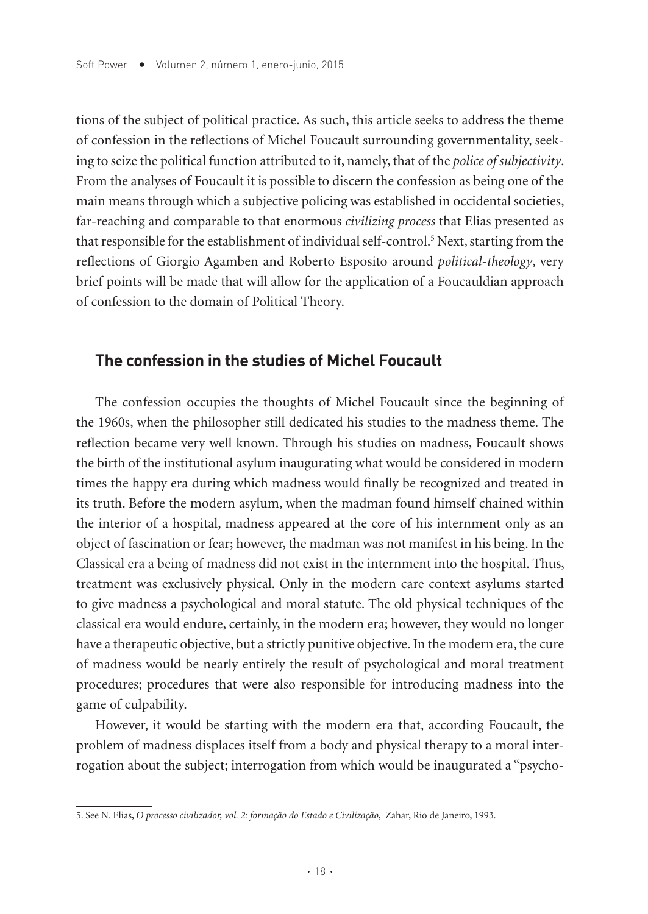tions of the subject of political practice. As such, this article seeks to address the theme of confession in the reflections of Michel Foucault surrounding governmentality, seeking to seize the political function attributed to it, namely, that of the *police of subjectivity*. From the analyses of Foucault it is possible to discern the confession as being one of the main means through which a subjective policing was established in occidental societies, far-reaching and comparable to that enormous *civilizing process* that Elias presented as that responsible for the establishment of individual self-control.[5] Next, starting from the reflections of Giorgio Agamben and Roberto Esposito around *political-theology*, very brief points will be made that will allow for the application of a Foucauldian approach of confession to the domain of Political Theory.

## The confession in the studies of Michel Foucault

The confession occupies the thoughts of Michel Foucault since the beginning of the 1960s, when the philosopher still dedicated his studies to the madness theme. The reflection became very well known. Through his studies on madness, Foucault shows the birth of the institutional asylum inaugurating what would be considered in modern times the happy era during which madness would finally be recognized and treated in its truth. Before the modern asylum, when the madman found himself chained within the interior of a hospital, madness appeared at the core of his internment only as an object of fascination or fear; however, the madman was not manifest in his being. In the Classical era a being of madness did not exist in the internment into the hospital. Thus, treatment was exclusively physical. Only in the modern care context asylums started to give madness a psychological and moral statute. The old physical techniques of the classical era would endure, certainly, in the modern era; however, they would no longer have a therapeutic objective, but a strictly punitive objective. In the modern era, the cure of madness would be nearly entirely the result of psychological and moral treatment procedures; procedures that were also responsible for introducing madness into the game of culpability.

However, it would be starting with the modern era that, according Foucault, the problem of madness displaces itself from a body and physical therapy to a moral interrogation about the subject; interrogation from which would be inaugurated a "psycho-

5. See N. Elias, *O processo civilizador, vol. 2: formação do Estado e Civilização*, Zahar, Rio de Janeiro, 1993.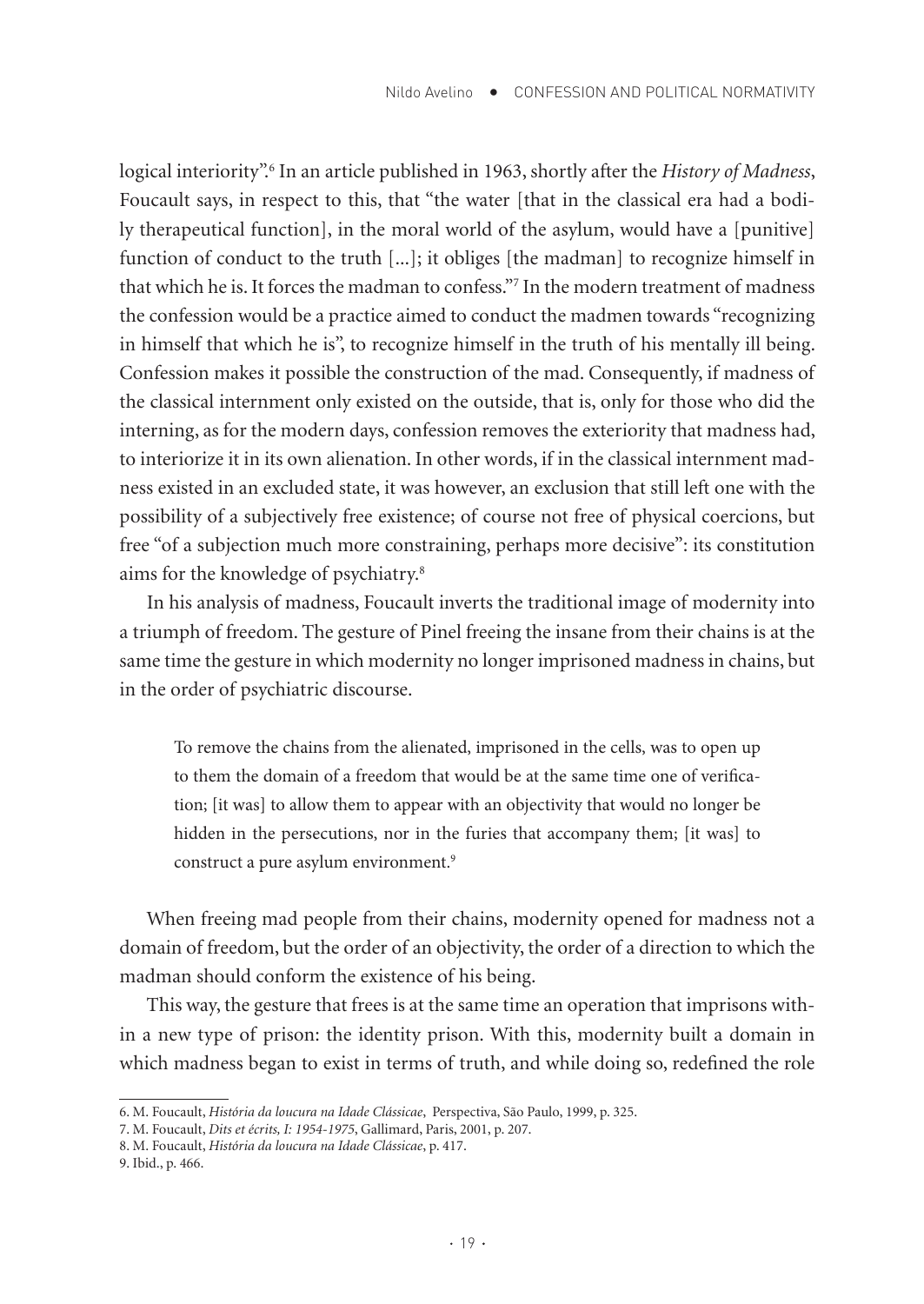logical interiority".[6] In an article published in 1963, shortly after the *History of Madness*, Foucault says, in respect to this, that "the water [that in the classical era had a bodily therapeutical function], in the moral world of the asylum, would have a [punitive] function of conduct to the truth [...]; it obliges [the madman] to recognize himself in that which he is. It forces the madman to confess."[7] In the modern treatment of madness the confession would be a practice aimed to conduct the madmen towards "recognizing in himself that which he is", to recognize himself in the truth of his mentally ill being. Confession makes it possible the construction of the mad. Consequently, if madness of the classical internment only existed on the outside, that is, only for those who did the interning, as for the modern days, confession removes the exteriority that madness had, to interiorize it in its own alienation. In other words, if in the classical internment madness existed in an excluded state, it was however, an exclusion that still left one with the possibility of a subjectively free existence; of course not free of physical coercions, but free "of a subjection much more constraining, perhaps more decisive": its constitution aims for the knowledge of psychiatry.[8]

In his analysis of madness, Foucault inverts the traditional image of modernity into a triumph of freedom. The gesture of Pinel freeing the insane from their chains is at the same time the gesture in which modernity no longer imprisoned madness in chains, but in the order of psychiatric discourse.

> To remove the chains from the alienated, imprisoned in the cells, was to open up to them the domain of a freedom that would be at the same time one of verification; [it was] to allow them to appear with an objectivity that would no longer be hidden in the persecutions, nor in the furies that accompany them; [it was] to construct a pure asylum environment.[9]

When freeing mad people from their chains, modernity opened for madness not a domain of freedom, but the order of an objectivity, the order of a direction to which the madman should conform the existence of his being.

This way, the gesture that frees is at the same time an operation that imprisons within a new type of prison: the identity prison. With this, modernity built a domain in which madness began to exist in terms of truth, and while doing so, redefined the role

6. M. Foucault, *História da loucura na Idade Clássicae*, Perspectiva, São Paulo, 1999, p. 325.

7. M. Foucault, *Dits et écrits, I: 1954-1975*, Gallimard, Paris, 2001, p. 207.

8. M. Foucault, *História da loucura na Idade Clássicae*, p. 417.

9. Ibid., p. 466.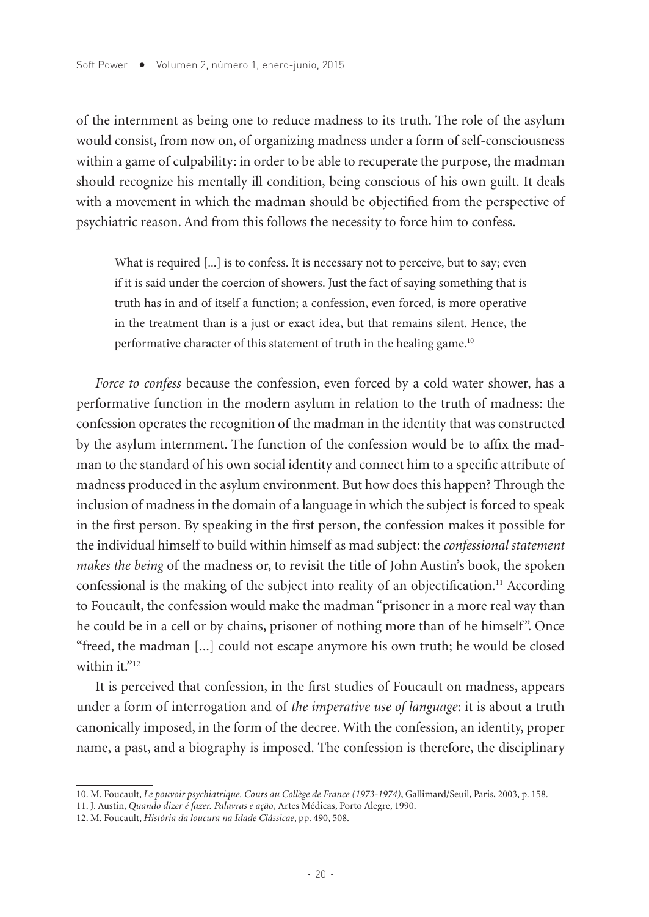of the internment as being one to reduce madness to its truth. The role of the asylum would consist, from now on, of organizing madness under a form of self-consciousness within a game of culpability: in order to be able to recuperate the purpose, the madman should recognize his mentally ill condition, being conscious of his own guilt. It deals with a movement in which the madman should be objectified from the perspective of psychiatric reason. And from this follows the necessity to force him to confess.

> What is required [...] is to confess. It is necessary not to perceive, but to say; even if it is said under the coercion of showers. Just the fact of saying something that is truth has in and of itself a function; a confession, even forced, is more operative in the treatment than is a just or exact idea, but that remains silent. Hence, the performative character of this statement of truth in the healing game.[10]

*Force to confess* because the confession, even forced by a cold water shower, has a performative function in the modern asylum in relation to the truth of madness: the confession operates the recognition of the madman in the identity that was constructed by the asylum internment. The function of the confession would be to affix the madman to the standard of his own social identity and connect him to a specific attribute of madness produced in the asylum environment. But how does this happen? Through the inclusion of madness in the domain of a language in which the subject is forced to speak in the first person. By speaking in the first person, the confession makes it possible for the individual himself to build within himself as mad subject: the *confessional statement makes the being* of the madness or, to revisit the title of John Austin's book, the spoken confessional is the making of the subject into reality of an objectification.[11] According to Foucault, the confession would make the madman "prisoner in a more real way than he could be in a cell or by chains, prisoner of nothing more than of he himself". Once "freed, the madman [...] could not escape anymore his own truth; he would be closed within it."[12]

It is perceived that confession, in the first studies of Foucault on madness, appears under a form of interrogation and of *the imperative use of language*: it is about a truth canonically imposed, in the form of the decree. With the confession, an identity, proper name, a past, and a biography is imposed. The confession is therefore, the disciplinary

10. M. Foucault, *Le pouvoir psychiatrique. Cours au Collège de France (1973-1974)*, Gallimard/Seuil, Paris, 2003, p. 158.

11. J. Austin, *Quando dizer é fazer. Palavras e ação*, Artes Médicas, Porto Alegre, 1990.

12. M. Foucault, *História da loucura na Idade Clássicae*, pp. 490, 508.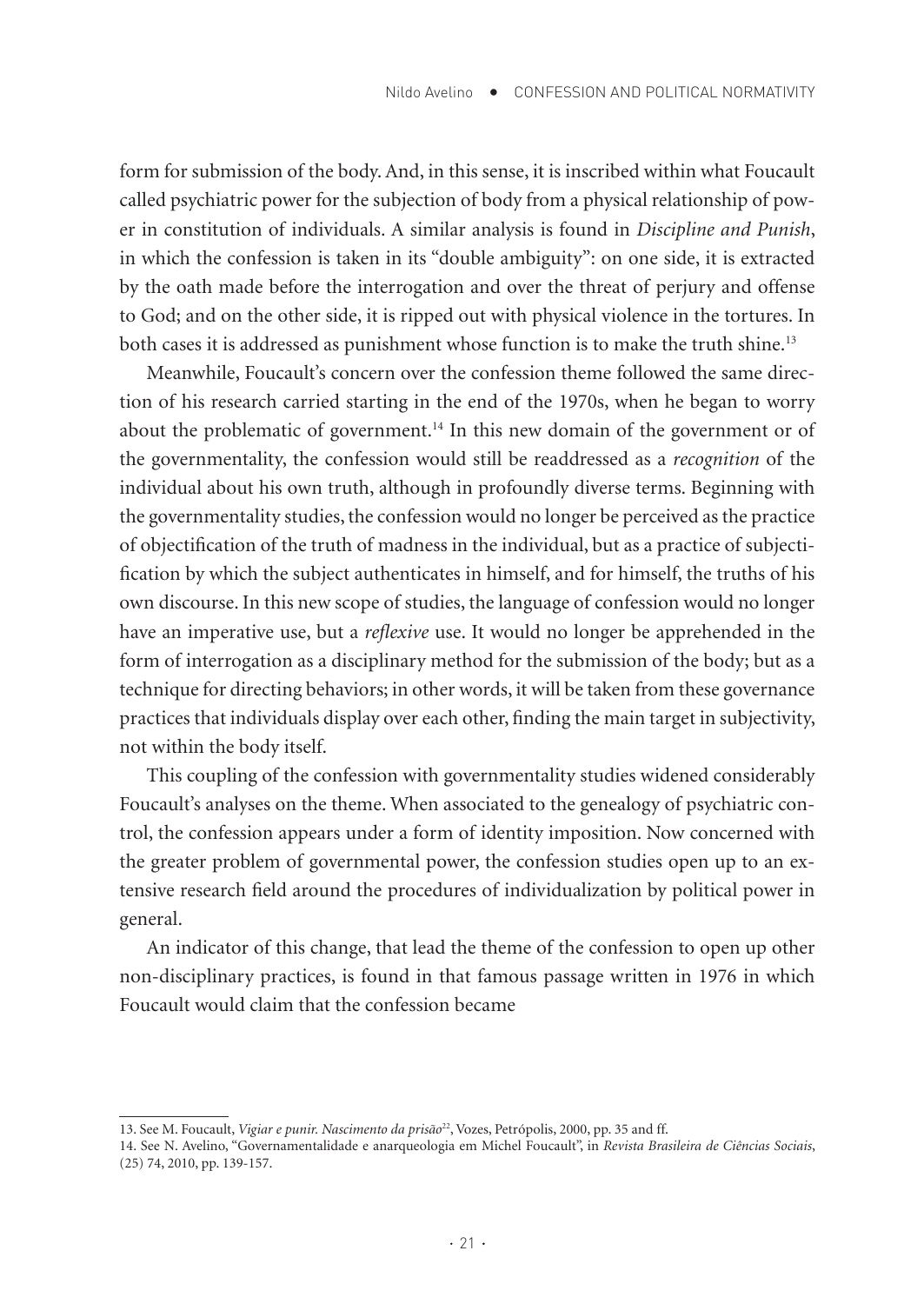form for submission of the body. And, in this sense, it is inscribed within what Foucault called psychiatric power for the subjection of body from a physical relationship of power in constitution of individuals. A similar analysis is found in *Discipline and Punish*, in which the confession is taken in its "double ambiguity": on one side, it is extracted by the oath made before the interrogation and over the threat of perjury and offense to God; and on the other side, it is ripped out with physical violence in the tortures. In both cases it is addressed as punishment whose function is to make the truth shine.[13]

Meanwhile, Foucault's concern over the confession theme followed the same direction of his research carried starting in the end of the 1970s, when he began to worry about the problematic of government.[14] In this new domain of the government or of the governmentality, the confession would still be readdressed as a *recognition* of the individual about his own truth, although in profoundly diverse terms. Beginning with the governmentality studies, the confession would no longer be perceived as the practice of objectification of the truth of madness in the individual, but as a practice of subjectification by which the subject authenticates in himself, and for himself, the truths of his own discourse. In this new scope of studies, the language of confession would no longer have an imperative use, but a *reflexive* use. It would no longer be apprehended in the form of interrogation as a disciplinary method for the submission of the body; but as a technique for directing behaviors; in other words, it will be taken from these governance practices that individuals display over each other, finding the main target in subjectivity, not within the body itself.

This coupling of the confession with governmentality studies widened considerably Foucault's analyses on the theme. When associated to the genealogy of psychiatric control, the confession appears under a form of identity imposition. Now concerned with the greater problem of governmental power, the confession studies open up to an extensive research field around the procedures of individualization by political power in general.

An indicator of this change, that lead the theme of the confession to open up other non-disciplinary practices, is found in that famous passage written in 1976 in which Foucault would claim that the confession became

---

13. See M. Foucault, *Vigiar e punir. Nascimento da prisão*[22], Vozes, Petrópolis, 2000, pp. 35 and ff.

14. See N. Avelino, "Governamentalidade e anarqueologia em Michel Foucault", in *Revista Brasileira de Ciências Sociais*, (25) 74, 2010, pp. 139-157.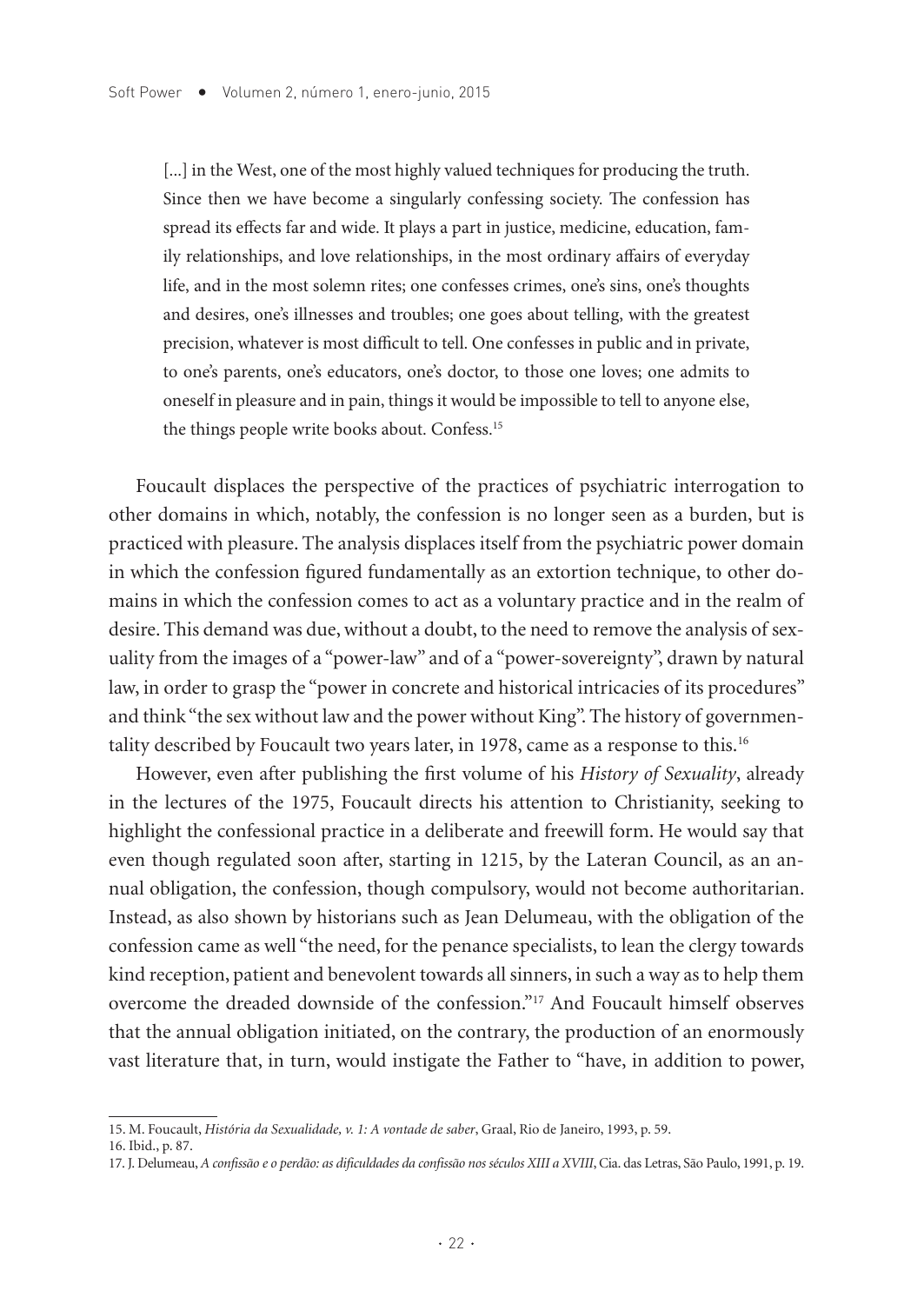> [...] in the West, one of the most highly valued techniques for producing the truth. Since then we have become a singularly confessing society. The confession has spread its effects far and wide. It plays a part in justice, medicine, education, family relationships, and love relationships, in the most ordinary affairs of everyday life, and in the most solemn rites; one confesses crimes, one's sins, one's thoughts and desires, one's illnesses and troubles; one goes about telling, with the greatest precision, whatever is most difficult to tell. One confesses in public and in private, to one's parents, one's educators, one's doctor, to those one loves; one admits to oneself in pleasure and in pain, things it would be impossible to tell to anyone else, the things people write books about. Confess.[15]

Foucault displaces the perspective of the practices of psychiatric interrogation to other domains in which, notably, the confession is no longer seen as a burden, but is practiced with pleasure. The analysis displaces itself from the psychiatric power domain in which the confession figured fundamentally as an extortion technique, to other domains in which the confession comes to act as a voluntary practice and in the realm of desire. This demand was due, without a doubt, to the need to remove the analysis of sexuality from the images of a "power-law" and of a "power-sovereignty", drawn by natural law, in order to grasp the "power in concrete and historical intricacies of its procedures" and think "the sex without law and the power without King". The history of governmentality described by Foucault two years later, in 1978, came as a response to this.[16]

However, even after publishing the first volume of his *History of Sexuality*, already in the lectures of the 1975, Foucault directs his attention to Christianity, seeking to highlight the confessional practice in a deliberate and freewill form. He would say that even though regulated soon after, starting in 1215, by the Lateran Council, as an annual obligation, the confession, though compulsory, would not become authoritarian. Instead, as also shown by historians such as Jean Delumeau, with the obligation of the confession came as well "the need, for the penance specialists, to lean the clergy towards kind reception, patient and benevolent towards all sinners, in such a way as to help them overcome the dreaded downside of the confession."[17] And Foucault himself observes that the annual obligation initiated, on the contrary, the production of an enormously vast literature that, in turn, would instigate the Father to "have, in addition to power,

---

15. M. Foucault, *História da Sexualidade, v. 1: A vontade de saber*, Graal, Rio de Janeiro, 1993, p. 59.

16. Ibid., p. 87.

17. J. Delumeau, *A confissão e o perdão: as dificuldades da confissão nos séculos XIII a XVIII*, Cia. das Letras, São Paulo, 1991, p. 19.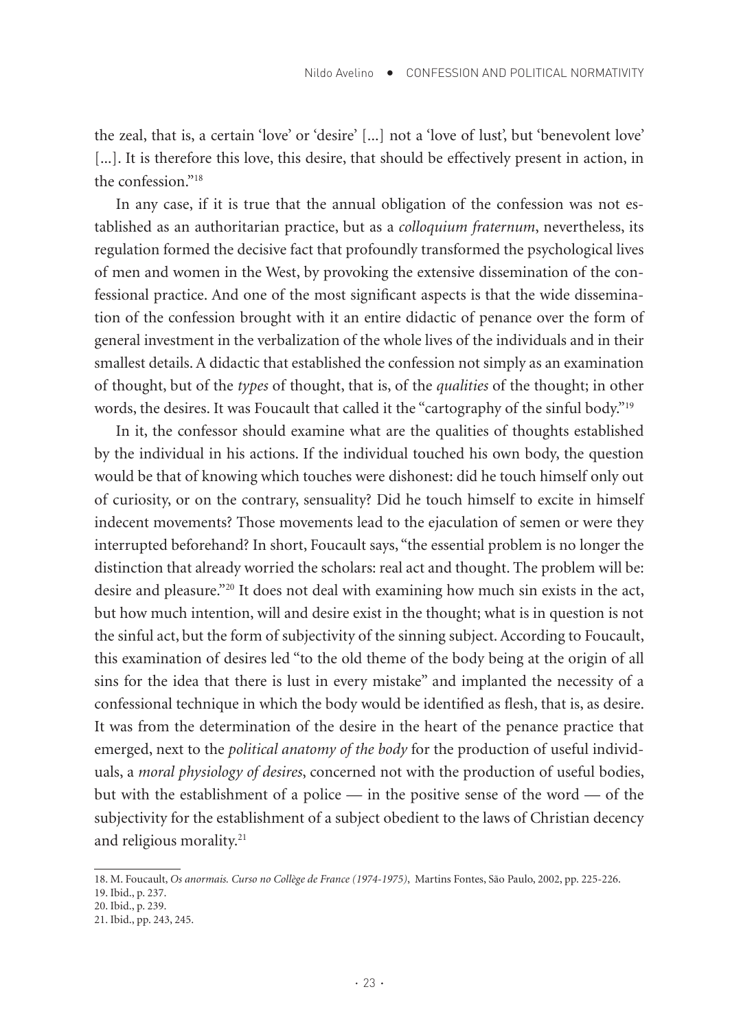the zeal, that is, a certain 'love' or 'desire' [...] not a 'love of lust', but 'benevolent love' [...]. It is therefore this love, this desire, that should be effectively present in action, in the confession."[18]

In any case, if it is true that the annual obligation of the confession was not established as an authoritarian practice, but as a *colloquium fraternum*, nevertheless, its regulation formed the decisive fact that profoundly transformed the psychological lives of men and women in the West, by provoking the extensive dissemination of the confessional practice. And one of the most significant aspects is that the wide dissemination of the confession brought with it an entire didactic of penance over the form of general investment in the verbalization of the whole lives of the individuals and in their smallest details. A didactic that established the confession not simply as an examination of thought, but of the *types* of thought, that is, of the *qualities* of the thought; in other words, the desires. It was Foucault that called it the "cartography of the sinful body."[19]

In it, the confessor should examine what are the qualities of thoughts established by the individual in his actions. If the individual touched his own body, the question would be that of knowing which touches were dishonest: did he touch himself only out of curiosity, or on the contrary, sensuality? Did he touch himself to excite in himself indecent movements? Those movements lead to the ejaculation of semen or were they interrupted beforehand? In short, Foucault says, "the essential problem is no longer the distinction that already worried the scholars: real act and thought. The problem will be: desire and pleasure."[20] It does not deal with examining how much sin exists in the act, but how much intention, will and desire exist in the thought; what is in question is not the sinful act, but the form of subjectivity of the sinning subject. According to Foucault, this examination of desires led "to the old theme of the body being at the origin of all sins for the idea that there is lust in every mistake" and implanted the necessity of a confessional technique in which the body would be identified as flesh, that is, as desire. It was from the determination of the desire in the heart of the penance practice that emerged, next to the *political anatomy of the body* for the production of useful individuals, a *moral physiology of desires*, concerned not with the production of useful bodies, but with the establishment of a police — in the positive sense of the word — of the subjectivity for the establishment of a subject obedient to the laws of Christian decency and religious morality.[21]

18. M. Foucault, *Os anormais. Curso no Collège de France (1974-1975)*, Martins Fontes, São Paulo, 2002, pp. 225-226.
19. Ibid., p. 237.
20. Ibid., p. 239.
21. Ibid., pp. 243, 245.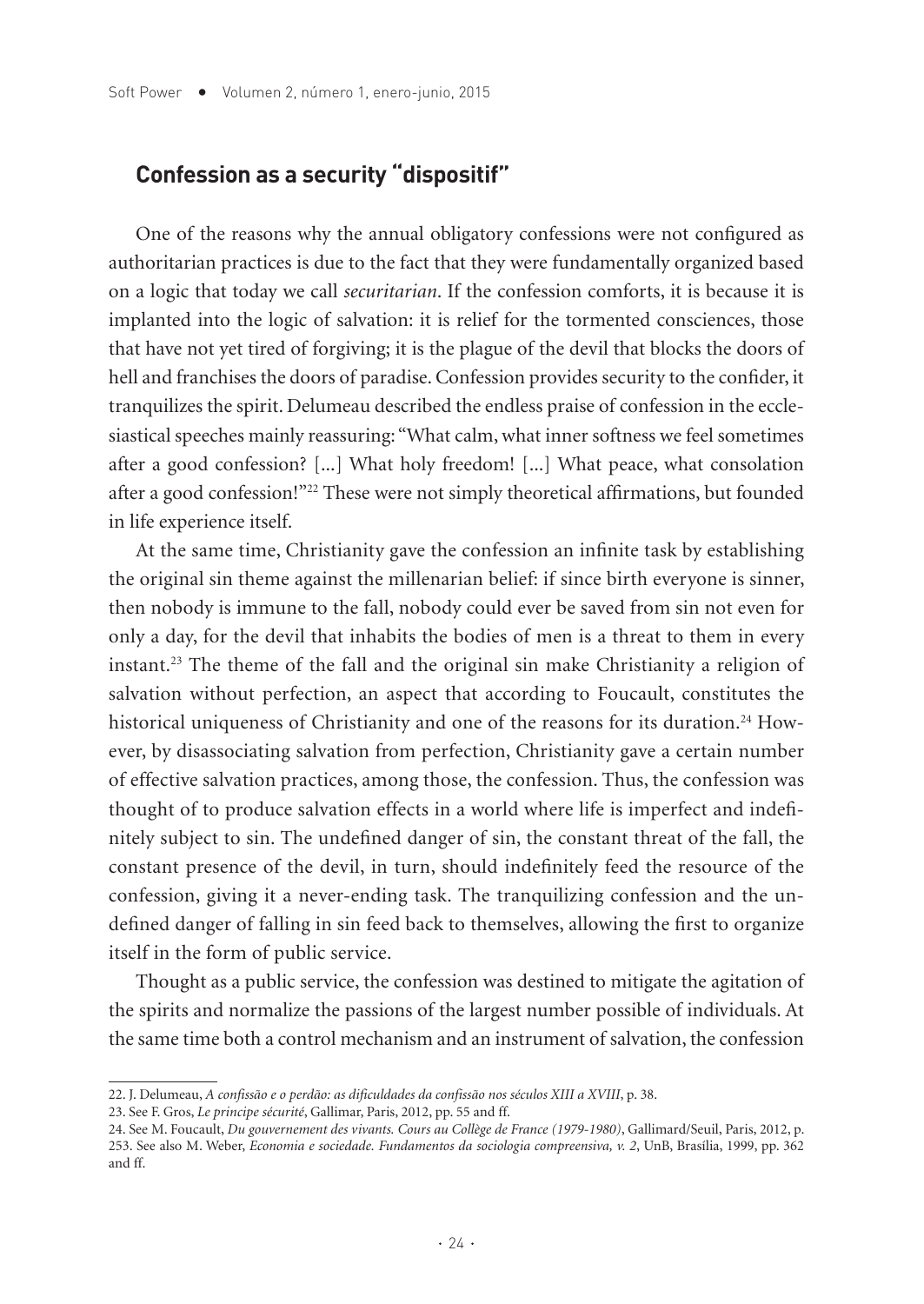## Confession as a security "dispositif"

One of the reasons why the annual obligatory confessions were not configured as authoritarian practices is due to the fact that they were fundamentally organized based on a logic that today we call *securitarian*. If the confession comforts, it is because it is implanted into the logic of salvation: it is relief for the tormented consciences, those that have not yet tired of forgiving; it is the plague of the devil that blocks the doors of hell and franchises the doors of paradise. Confession provides security to the confider, it tranquilizes the spirit. Delumeau described the endless praise of confession in the ecclesiastical speeches mainly reassuring: "What calm, what inner softness we feel sometimes after a good confession? [...] What holy freedom! [...] What peace, what consolation after a good confession!"[22] These were not simply theoretical affirmations, but founded in life experience itself.

At the same time, Christianity gave the confession an infinite task by establishing the original sin theme against the millenarian belief: if since birth everyone is sinner, then nobody is immune to the fall, nobody could ever be saved from sin not even for only a day, for the devil that inhabits the bodies of men is a threat to them in every instant.[23] The theme of the fall and the original sin make Christianity a religion of salvation without perfection, an aspect that according to Foucault, constitutes the historical uniqueness of Christianity and one of the reasons for its duration.[24] However, by disassociating salvation from perfection, Christianity gave a certain number of effective salvation practices, among those, the confession. Thus, the confession was thought of to produce salvation effects in a world where life is imperfect and indefinitely subject to sin. The undefined danger of sin, the constant threat of the fall, the constant presence of the devil, in turn, should indefinitely feed the resource of the confession, giving it a never-ending task. The tranquilizing confession and the undefined danger of falling in sin feed back to themselves, allowing the first to organize itself in the form of public service.

Thought as a public service, the confession was destined to mitigate the agitation of the spirits and normalize the passions of the largest number possible of individuals. At the same time both a control mechanism and an instrument of salvation, the confession

---

22. J. Delumeau, *A confissão e o perdão: as dificuldades da confissão nos séculos XIII a XVIII*, p. 38.

23. See F. Gros, *Le principe sécurité*, Gallimar, Paris, 2012, pp. 55 and ff.

24. See M. Foucault, *Du gouvernement des vivants. Cours au Collège de France (1979-1980)*, Gallimard/Seuil, Paris, 2012, p. 253. See also M. Weber, *Economia e sociedade. Fundamentos da sociologia compreensiva, v. 2*, UnB, Brasília, 1999, pp. 362 and ff.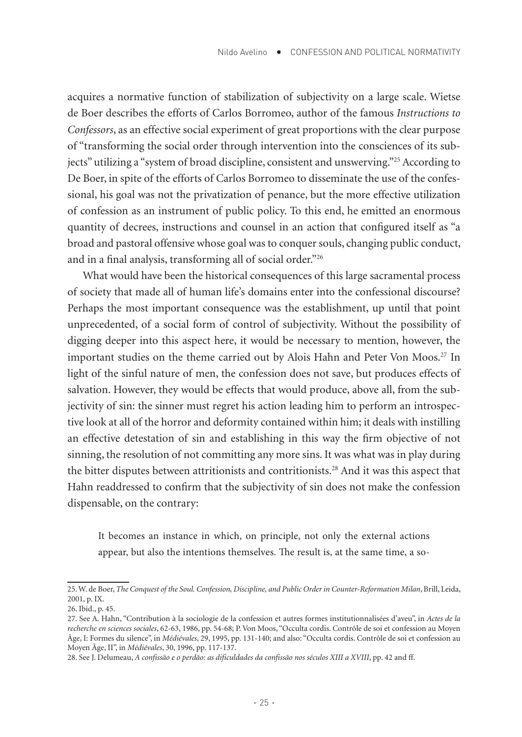acquires a normative function of stabilization of subjectivity on a large scale. Wietse de Boer describes the efforts of Carlos Borromeo, author of the famous *Instructions to Confessors*, as an effective social experiment of great proportions with the clear purpose of "transforming the social order through intervention into the consciences of its subjects" utilizing a "system of broad discipline, consistent and unswerving."[25] According to De Boer, in spite of the efforts of Carlos Borromeo to disseminate the use of the confessional, his goal was not the privatization of penance, but the more effective utilization of confession as an instrument of public policy. To this end, he emitted an enormous quantity of decrees, instructions and counsel in an action that configured itself as "a broad and pastoral offensive whose goal was to conquer souls, changing public conduct, and in a final analysis, transforming all of social order."[26]

What would have been the historical consequences of this large sacramental process of society that made all of human life's domains enter into the confessional discourse? Perhaps the most important consequence was the establishment, up until that point unprecedented, of a social form of control of subjectivity. Without the possibility of digging deeper into this aspect here, it would be necessary to mention, however, the important studies on the theme carried out by Alois Hahn and Peter Von Moos.[27] In light of the sinful nature of men, the confession does not save, but produces effects of salvation. However, they would be effects that would produce, above all, from the subjectivity of sin: the sinner must regret his action leading him to perform an introspective look at all of the horror and deformity contained within him; it deals with instilling an effective detestation of sin and establishing in this way the firm objective of not sinning, the resolution of not committing any more sins. It was what was in play during the bitter disputes between attritionists and contritionists.[28] And it was this aspect that Hahn readdressed to confirm that the subjectivity of sin does not make the confession dispensable, on the contrary:

> It becomes an instance in which, on principle, not only the external actions appear, but also the intentions themselves. The result is, at the same time, a so-

25. W. de Boer, *The Conquest of the Soul. Confession, Discipline, and Public Order in Counter-Reformation Milan*, Brill, Leida, 2001, p. IX.

26. Ibid., p. 45.

27. See A. Hahn, "Contribution à la sociologie de la confession et autres formes institutionnalisées d'aveu", in *Actes de la recherche en sciences sociales*, 62-63, 1986, pp. 54-68; P. Von Moos, "Occulta cordis. Contrôle de soi et confession au Moyen Âge, I: Formes du silence", in *Médiévales*, 29, 1995, pp. 131-140; and also: "Occulta cordis. Contrôle de soi et confession au Moyen Âge, II", in *Médiévales*, 30, 1996, pp. 117-137.

28. See J. Delumeau, *A confissão e o perdão: as dificuldades da confissão nos séculos XIII a XVIII*, pp. 42 and ff.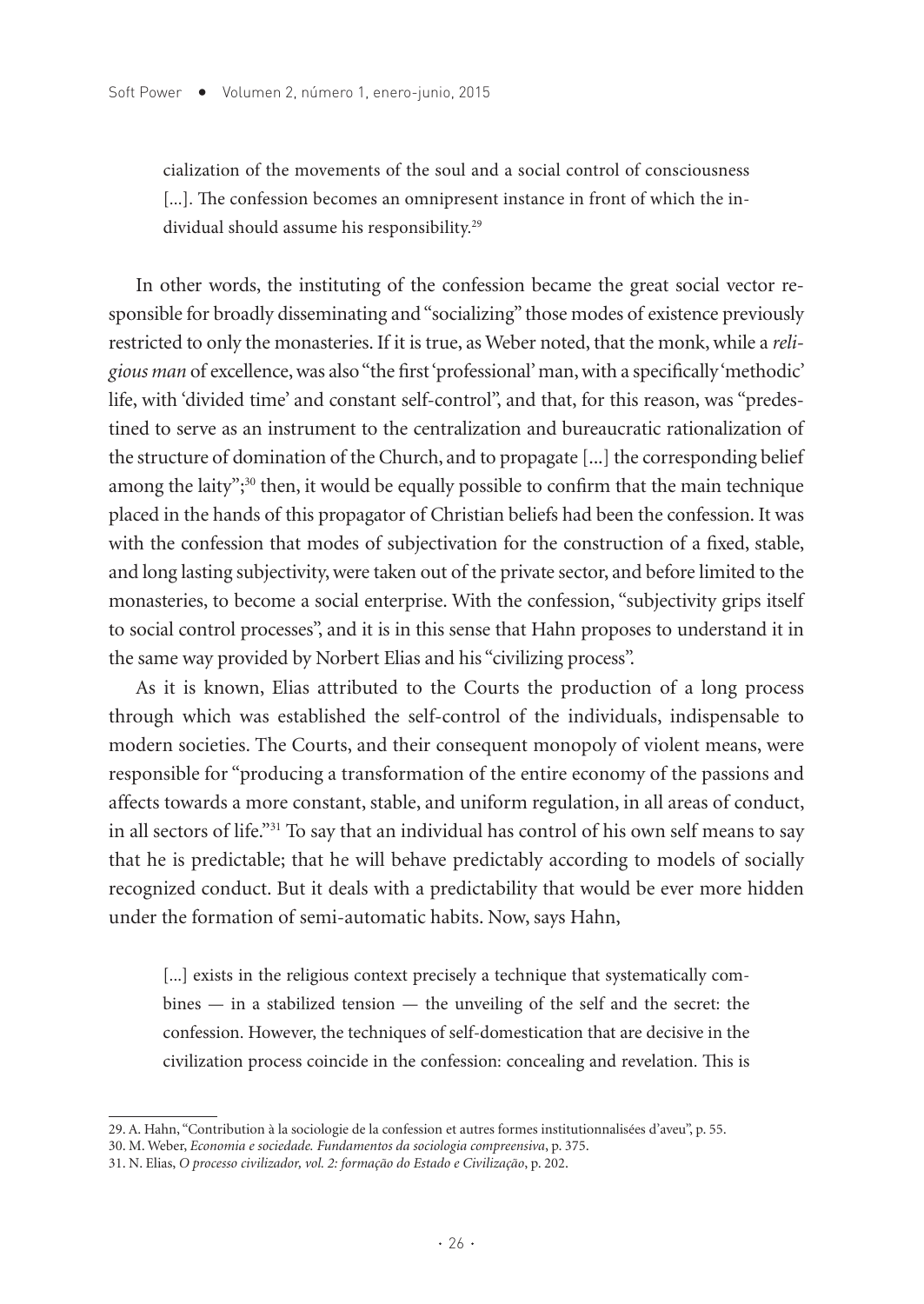> cialization of the movements of the soul and a social control of consciousness [...]. The confession becomes an omnipresent instance in front of which the individual should assume his responsibility.[29]

In other words, the instituting of the confession became the great social vector responsible for broadly disseminating and "socializing" those modes of existence previously restricted to only the monasteries. If it is true, as Weber noted, that the monk, while a *religious man* of excellence, was also "the first 'professional' man, with a specifically 'methodic' life, with 'divided time' and constant self-control", and that, for this reason, was "predestined to serve as an instrument to the centralization and bureaucratic rationalization of the structure of domination of the Church, and to propagate [...] the corresponding belief among the laity";[30] then, it would be equally possible to confirm that the main technique placed in the hands of this propagator of Christian beliefs had been the confession. It was with the confession that modes of subjectivation for the construction of a fixed, stable, and long lasting subjectivity, were taken out of the private sector, and before limited to the monasteries, to become a social enterprise. With the confession, "subjectivity grips itself to social control processes", and it is in this sense that Hahn proposes to understand it in the same way provided by Norbert Elias and his "civilizing process".

As it is known, Elias attributed to the Courts the production of a long process through which was established the self-control of the individuals, indispensable to modern societies. The Courts, and their consequent monopoly of violent means, were responsible for "producing a transformation of the entire economy of the passions and affects towards a more constant, stable, and uniform regulation, in all areas of conduct, in all sectors of life."[31] To say that an individual has control of his own self means to say that he is predictable; that he will behave predictably according to models of socially recognized conduct. But it deals with a predictability that would be ever more hidden under the formation of semi-automatic habits. Now, says Hahn,

> [...] exists in the religious context precisely a technique that systematically combines — in a stabilized tension — the unveiling of the self and the secret: the confession. However, the techniques of self-domestication that are decisive in the civilization process coincide in the confession: concealing and revelation. This is

29. A. Hahn, "Contribution à la sociologie de la confession et autres formes institutionnalisées d'aveu", p. 55.
30. M. Weber, *Economia e sociedade. Fundamentos da sociologia compreensiva*, p. 375.
31. N. Elias, *O processo civilizador, vol. 2: formação do Estado e Civilização*, p. 202.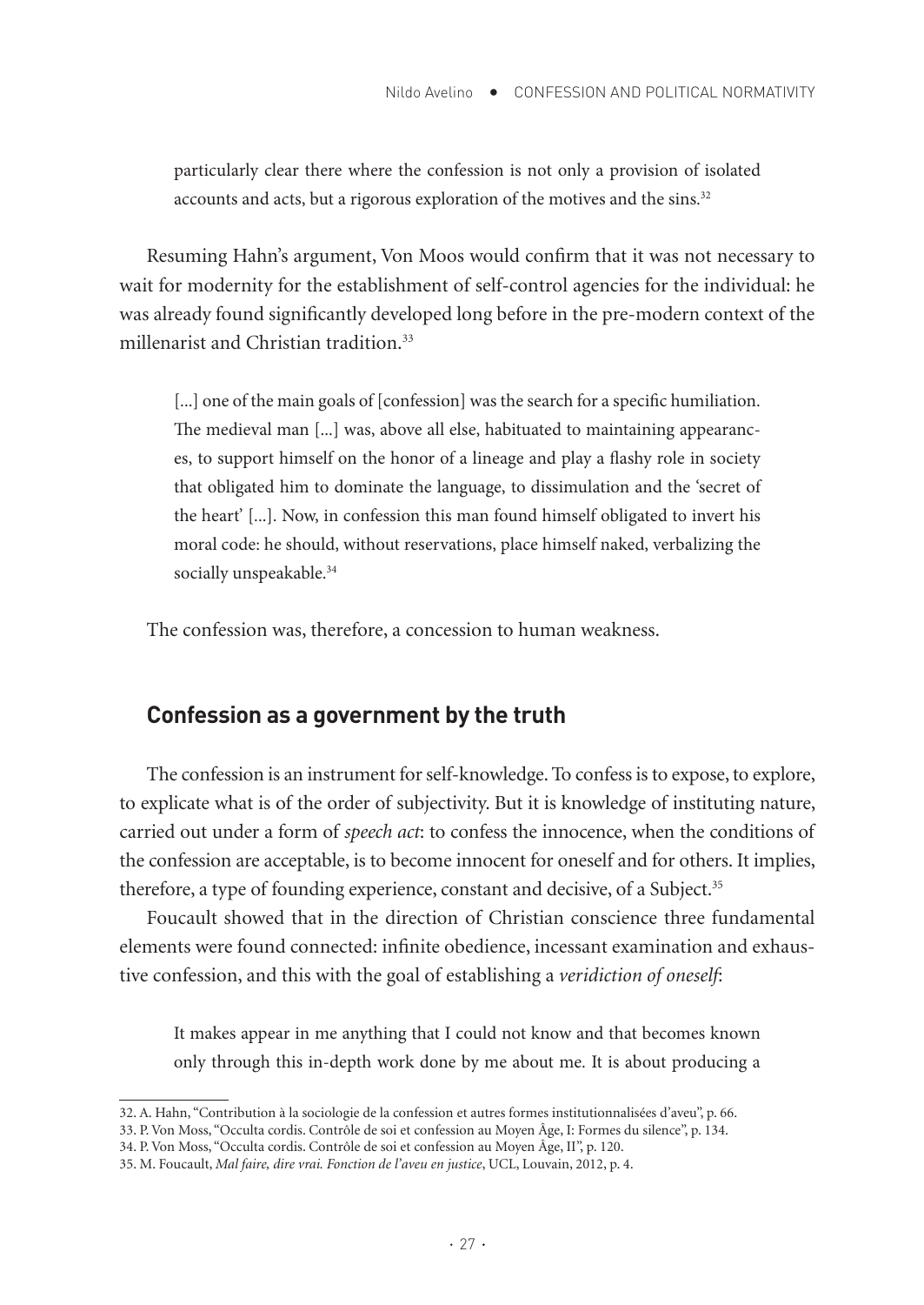> particularly clear there where the confession is not only a provision of isolated accounts and acts, but a rigorous exploration of the motives and the sins.[32]

Resuming Hahn's argument, Von Moos would confirm that it was not necessary to wait for modernity for the establishment of self-control agencies for the individual: he was already found significantly developed long before in the pre-modern context of the millenarist and Christian tradition.[33]

> [...] one of the main goals of [confession] was the search for a specific humiliation. The medieval man [...] was, above all else, habituated to maintaining appearances, to support himself on the honor of a lineage and play a flashy role in society that obligated him to dominate the language, to dissimulation and the 'secret of the heart' [...]. Now, in confession this man found himself obligated to invert his moral code: he should, without reservations, place himself naked, verbalizing the socially unspeakable.[34]

The confession was, therefore, a concession to human weakness.

## Confession as a government by the truth

The confession is an instrument for self-knowledge. To confess is to expose, to explore, to explicate what is of the order of subjectivity. But it is knowledge of instituting nature, carried out under a form of *speech act*: to confess the innocence, when the conditions of the confession are acceptable, is to become innocent for oneself and for others. It implies, therefore, a type of founding experience, constant and decisive, of a Subject.[35]

Foucault showed that in the direction of Christian conscience three fundamental elements were found connected: infinite obedience, incessant examination and exhaustive confession, and this with the goal of establishing a *veridiction of oneself*:

> It makes appear in me anything that I could not know and that becomes known only through this in-depth work done by me about me. It is about producing a

32. A. Hahn, "Contribution à la sociologie de la confession et autres formes institutionnalisées d'aveu", p. 66.

33. P. Von Moss, "Occulta cordis. Contrôle de soi et confession au Moyen Âge, I: Formes du silence", p. 134.

34. P. Von Moss, "Occulta cordis. Contrôle de soi et confession au Moyen Âge, II", p. 120.

35. M. Foucault, *Mal faire, dire vrai. Fonction de l'aveu en justice*, UCL, Louvain, 2012, p. 4.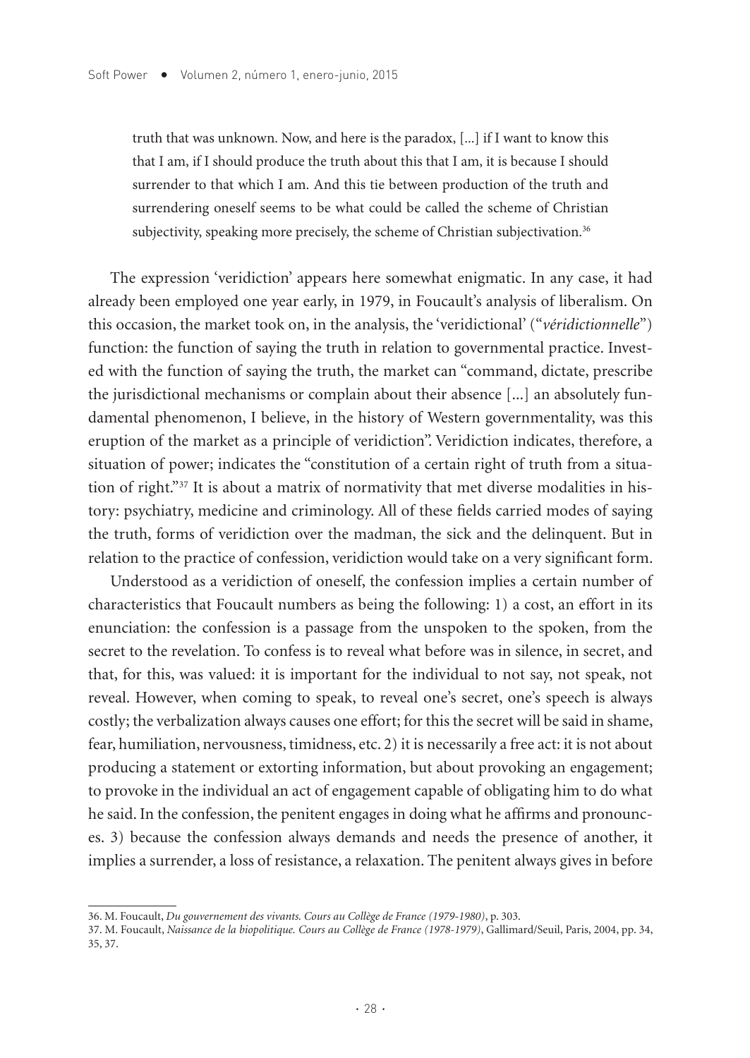> truth that was unknown. Now, and here is the paradox, [...] if I want to know this that I am, if I should produce the truth about this that I am, it is because I should surrender to that which I am. And this tie between production of the truth and surrendering oneself seems to be what could be called the scheme of Christian subjectivity, speaking more precisely, the scheme of Christian subjectivation.[36]

The expression 'veridiction' appears here somewhat enigmatic. In any case, it had already been employed one year early, in 1979, in Foucault's analysis of liberalism. On this occasion, the market took on, in the analysis, the 'veridictional' ("*véridictionnelle*") function: the function of saying the truth in relation to governmental practice. Invested with the function of saying the truth, the market can "command, dictate, prescribe the jurisdictional mechanisms or complain about their absence [...] an absolutely fundamental phenomenon, I believe, in the history of Western governmentality, was this eruption of the market as a principle of veridiction". Veridiction indicates, therefore, a situation of power; indicates the "constitution of a certain right of truth from a situation of right."[37] It is about a matrix of normativity that met diverse modalities in history: psychiatry, medicine and criminology. All of these fields carried modes of saying the truth, forms of veridiction over the madman, the sick and the delinquent. But in relation to the practice of confession, veridiction would take on a very significant form.

Understood as a veridiction of oneself, the confession implies a certain number of characteristics that Foucault numbers as being the following: 1) a cost, an effort in its enunciation: the confession is a passage from the unspoken to the spoken, from the secret to the revelation. To confess is to reveal what before was in silence, in secret, and that, for this, was valued: it is important for the individual to not say, not speak, not reveal. However, when coming to speak, to reveal one's secret, one's speech is always costly; the verbalization always causes one effort; for this the secret will be said in shame, fear, humiliation, nervousness, timidness, etc. 2) it is necessarily a free act: it is not about producing a statement or extorting information, but about provoking an engagement; to provoke in the individual an act of engagement capable of obligating him to do what he said. In the confession, the penitent engages in doing what he affirms and pronounces. 3) because the confession always demands and needs the presence of another, it implies a surrender, a loss of resistance, a relaxation. The penitent always gives in before

---

36. M. Foucault, *Du gouvernement des vivants. Cours au Collège de France (1979-1980)*, p. 303.

37. M. Foucault, *Naissance de la biopolitique. Cours au Collège de France (1978-1979)*, Gallimard/Seuil, Paris, 2004, pp. 34, 35, 37.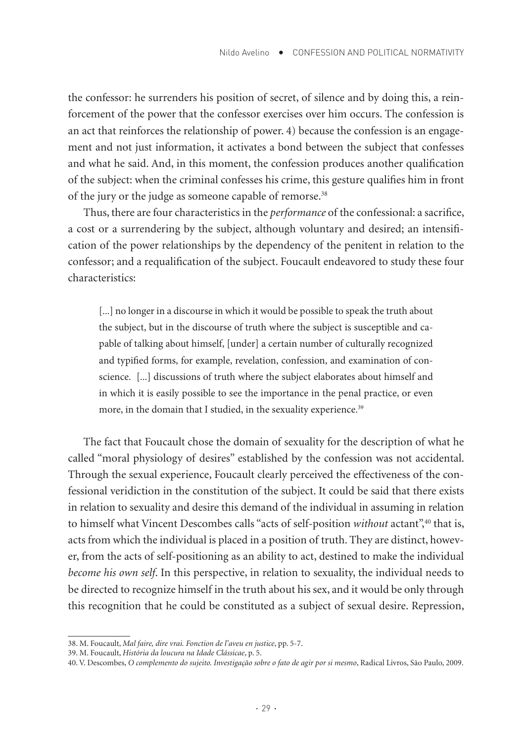the confessor: he surrenders his position of secret, of silence and by doing this, a reinforcement of the power that the confessor exercises over him occurs. The confession is an act that reinforces the relationship of power. 4) because the confession is an engagement and not just information, it activates a bond between the subject that confesses and what he said. And, in this moment, the confession produces another qualification of the subject: when the criminal confesses his crime, this gesture qualifies him in front of the jury or the judge as someone capable of remorse.[38]

Thus, there are four characteristics in the *performance* of the confessional: a sacrifice, a cost or a surrendering by the subject, although voluntary and desired; an intensification of the power relationships by the dependency of the penitent in relation to the confessor; and a requalification of the subject. Foucault endeavored to study these four characteristics:

> [...] no longer in a discourse in which it would be possible to speak the truth about the subject, but in the discourse of truth where the subject is susceptible and capable of talking about himself, [under] a certain number of culturally recognized and typified forms, for example, revelation, confession, and examination of conscience. [...] discussions of truth where the subject elaborates about himself and in which it is easily possible to see the importance in the penal practice, or even more, in the domain that I studied, in the sexuality experience.[39]

The fact that Foucault chose the domain of sexuality for the description of what he called "moral physiology of desires" established by the confession was not accidental. Through the sexual experience, Foucault clearly perceived the effectiveness of the confessional veridiction in the constitution of the subject. It could be said that there exists in relation to sexuality and desire this demand of the individual in assuming in relation to himself what Vincent Descombes calls "acts of self-position *without* actant",[40] that is, acts from which the individual is placed in a position of truth. They are distinct, however, from the acts of self-positioning as an ability to act, destined to make the individual *become his own self*. In this perspective, in relation to sexuality, the individual needs to be directed to recognize himself in the truth about his sex, and it would be only through this recognition that he could be constituted as a subject of sexual desire. Repression,

38. M. Foucault, *Mal faire, dire vrai. Fonction de l'aveu en justice*, pp. 5-7.

39. M. Foucault, *História da loucura na Idade Clássicae*, p. 5.

40. V. Descombes, *O complemento do sujeito. Investigação sobre o fato de agir por si mesmo*, Radical Livros, São Paulo, 2009.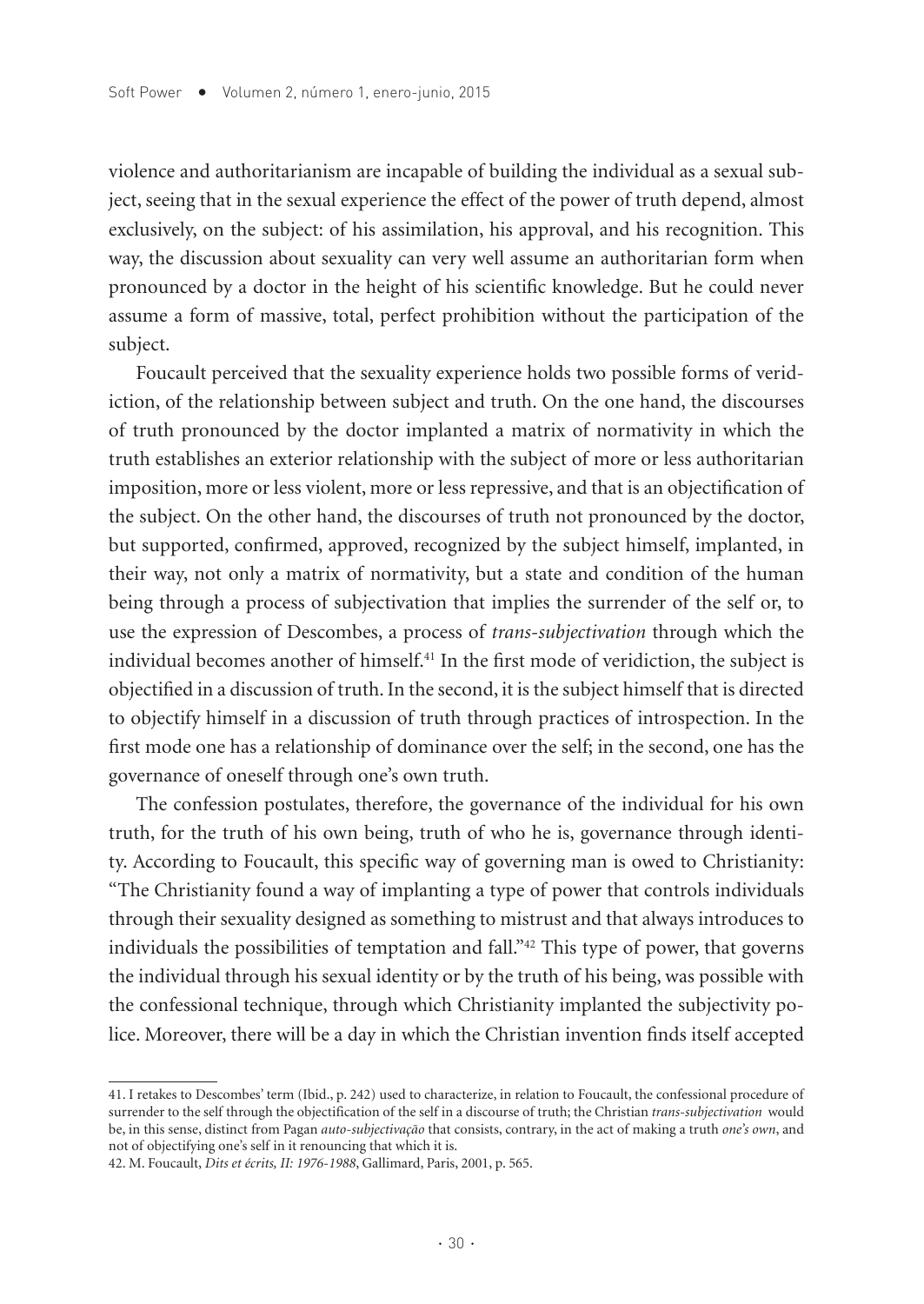violence and authoritarianism are incapable of building the individual as a sexual subject, seeing that in the sexual experience the effect of the power of truth depend, almost exclusively, on the subject: of his assimilation, his approval, and his recognition. This way, the discussion about sexuality can very well assume an authoritarian form when pronounced by a doctor in the height of his scientific knowledge. But he could never assume a form of massive, total, perfect prohibition without the participation of the subject.

Foucault perceived that the sexuality experience holds two possible forms of veridiction, of the relationship between subject and truth. On the one hand, the discourses of truth pronounced by the doctor implanted a matrix of normativity in which the truth establishes an exterior relationship with the subject of more or less authoritarian imposition, more or less violent, more or less repressive, and that is an objectification of the subject. On the other hand, the discourses of truth not pronounced by the doctor, but supported, confirmed, approved, recognized by the subject himself, implanted, in their way, not only a matrix of normativity, but a state and condition of the human being through a process of subjectivation that implies the surrender of the self or, to use the expression of Descombes, a process of *trans-subjectivation* through which the individual becomes another of himself.[41] In the first mode of veridiction, the subject is objectified in a discussion of truth. In the second, it is the subject himself that is directed to objectify himself in a discussion of truth through practices of introspection. In the first mode one has a relationship of dominance over the self; in the second, one has the governance of oneself through one's own truth.

The confession postulates, therefore, the governance of the individual for his own truth, for the truth of his own being, truth of who he is, governance through identity. According to Foucault, this specific way of governing man is owed to Christianity: "The Christianity found a way of implanting a type of power that controls individuals through their sexuality designed as something to mistrust and that always introduces to individuals the possibilities of temptation and fall."[42] This type of power, that governs the individual through his sexual identity or by the truth of his being, was possible with the confessional technique, through which Christianity implanted the subjectivity police. Moreover, there will be a day in which the Christian invention finds itself accepted

---

41. I retakes to Descombes' term (Ibid., p. 242) used to characterize, in relation to Foucault, the confessional procedure of surrender to the self through the objectification of the self in a discourse of truth; the Christian *trans-subjectivation* would be, in this sense, distinct from Pagan *auto-subjectivação* that consists, contrary, in the act of making a truth *one's own*, and not of objectifying one's self in it renouncing that which it is.

42. M. Foucault, *Dits et écrits, II: 1976-1988*, Gallimard, Paris, 2001, p. 565.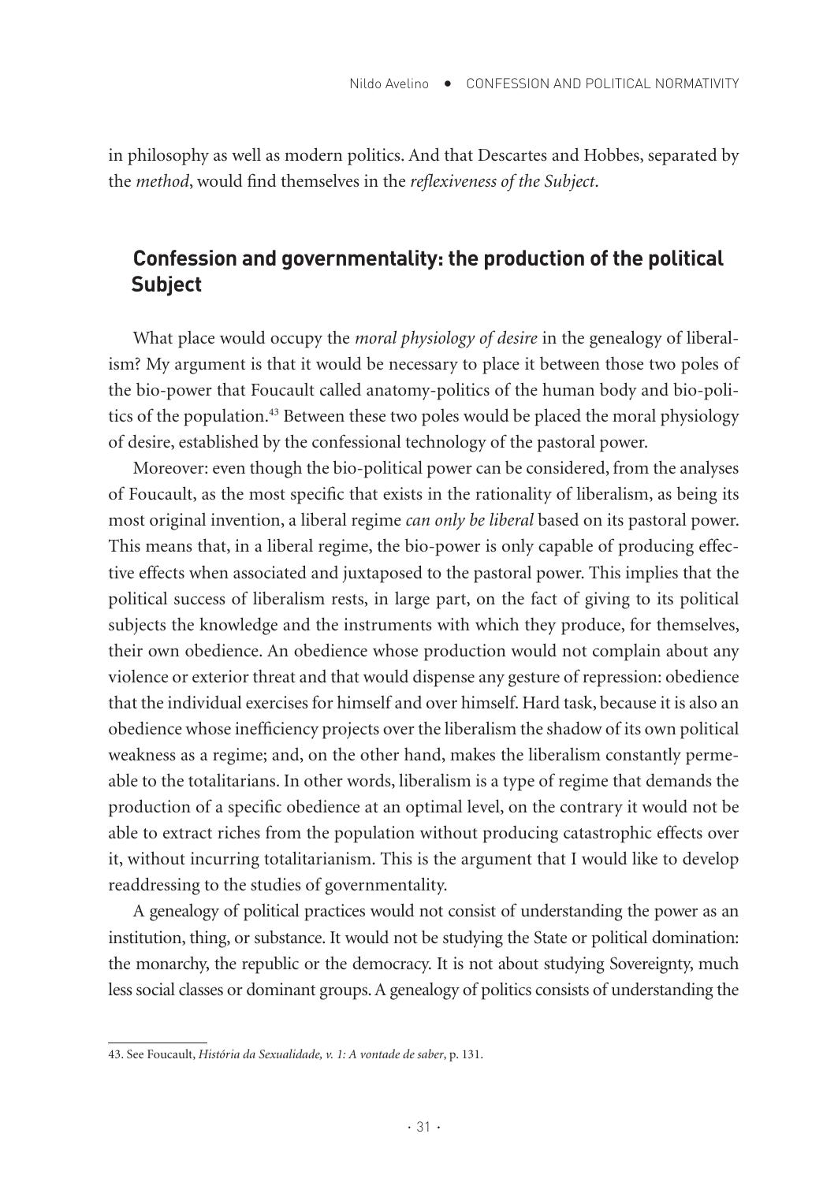in philosophy as well as modern politics. And that Descartes and Hobbes, separated by the *method*, would find themselves in the *reflexiveness of the Subject*.

## Confession and governmentality: the production of the political Subject

What place would occupy the *moral physiology of desire* in the genealogy of liberalism? My argument is that it would be necessary to place it between those two poles of the bio-power that Foucault called anatomy-politics of the human body and bio-politics of the population.[43] Between these two poles would be placed the moral physiology of desire, established by the confessional technology of the pastoral power.

Moreover: even though the bio-political power can be considered, from the analyses of Foucault, as the most specific that exists in the rationality of liberalism, as being its most original invention, a liberal regime *can only be liberal* based on its pastoral power. This means that, in a liberal regime, the bio-power is only capable of producing effective effects when associated and juxtaposed to the pastoral power. This implies that the political success of liberalism rests, in large part, on the fact of giving to its political subjects the knowledge and the instruments with which they produce, for themselves, their own obedience. An obedience whose production would not complain about any violence or exterior threat and that would dispense any gesture of repression: obedience that the individual exercises for himself and over himself. Hard task, because it is also an obedience whose inefficiency projects over the liberalism the shadow of its own political weakness as a regime; and, on the other hand, makes the liberalism constantly permeable to the totalitarians. In other words, liberalism is a type of regime that demands the production of a specific obedience at an optimal level, on the contrary it would not be able to extract riches from the population without producing catastrophic effects over it, without incurring totalitarianism. This is the argument that I would like to develop readdressing to the studies of governmentality.

A genealogy of political practices would not consist of understanding the power as an institution, thing, or substance. It would not be studying the State or political domination: the monarchy, the republic or the democracy. It is not about studying Sovereignty, much less social classes or dominant groups. A genealogy of politics consists of understanding the

43. See Foucault, *História da Sexualidade, v. 1: A vontade de saber*, p. 131.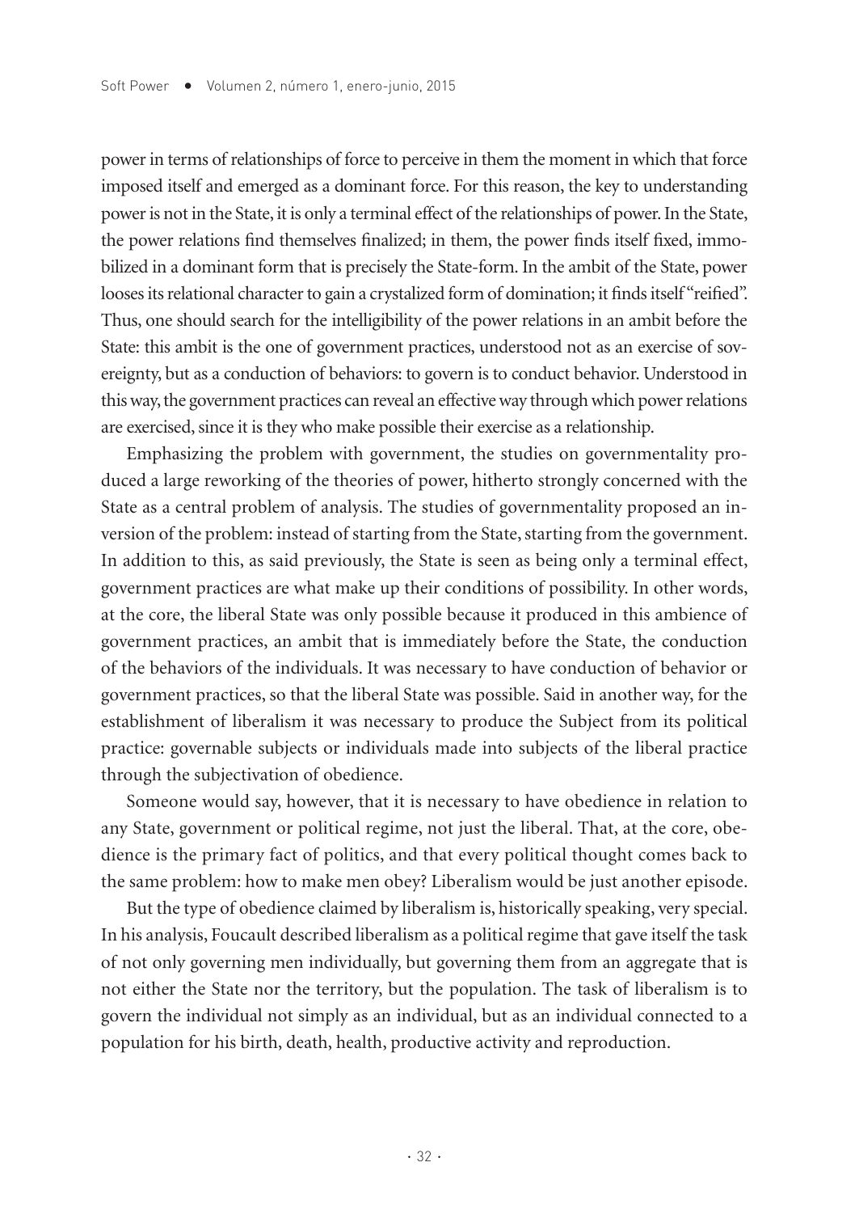power in terms of relationships of force to perceive in them the moment in which that force imposed itself and emerged as a dominant force. For this reason, the key to understanding power is not in the State, it is only a terminal effect of the relationships of power. In the State, the power relations find themselves finalized; in them, the power finds itself fixed, immobilized in a dominant form that is precisely the State-form. In the ambit of the State, power looses its relational character to gain a crystalized form of domination; it finds itself "reified". Thus, one should search for the intelligibility of the power relations in an ambit before the State: this ambit is the one of government practices, understood not as an exercise of sovereignty, but as a conduction of behaviors: to govern is to conduct behavior. Understood in this way, the government practices can reveal an effective way through which power relations are exercised, since it is they who make possible their exercise as a relationship.

Emphasizing the problem with government, the studies on governmentality produced a large reworking of the theories of power, hitherto strongly concerned with the State as a central problem of analysis. The studies of governmentality proposed an inversion of the problem: instead of starting from the State, starting from the government. In addition to this, as said previously, the State is seen as being only a terminal effect, government practices are what make up their conditions of possibility. In other words, at the core, the liberal State was only possible because it produced in this ambience of government practices, an ambit that is immediately before the State, the conduction of the behaviors of the individuals. It was necessary to have conduction of behavior or government practices, so that the liberal State was possible. Said in another way, for the establishment of liberalism it was necessary to produce the Subject from its political practice: governable subjects or individuals made into subjects of the liberal practice through the subjectivation of obedience.

Someone would say, however, that it is necessary to have obedience in relation to any State, government or political regime, not just the liberal. That, at the core, obedience is the primary fact of politics, and that every political thought comes back to the same problem: how to make men obey? Liberalism would be just another episode.

But the type of obedience claimed by liberalism is, historically speaking, very special. In his analysis, Foucault described liberalism as a political regime that gave itself the task of not only governing men individually, but governing them from an aggregate that is not either the State nor the territory, but the population. The task of liberalism is to govern the individual not simply as an individual, but as an individual connected to a population for his birth, death, health, productive activity and reproduction.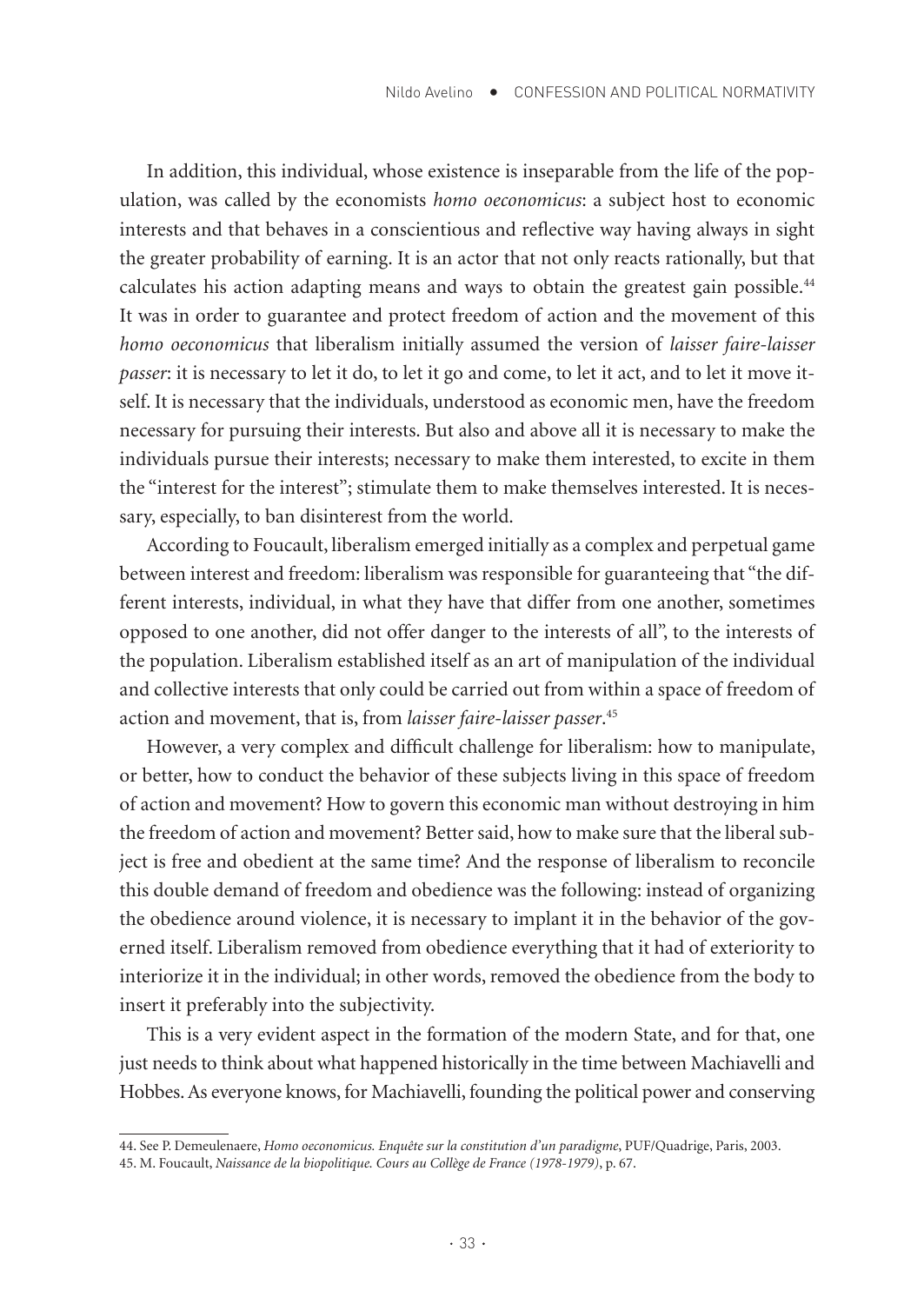In addition, this individual, whose existence is inseparable from the life of the population, was called by the economists *homo oeconomicus*: a subject host to economic interests and that behaves in a conscientious and reflective way having always in sight the greater probability of earning. It is an actor that not only reacts rationally, but that calculates his action adapting means and ways to obtain the greatest gain possible.[44] It was in order to guarantee and protect freedom of action and the movement of this *homo oeconomicus* that liberalism initially assumed the version of *laisser faire-laisser passer*: it is necessary to let it do, to let it go and come, to let it act, and to let it move itself. It is necessary that the individuals, understood as economic men, have the freedom necessary for pursuing their interests. But also and above all it is necessary to make the individuals pursue their interests; necessary to make them interested, to excite in them the "interest for the interest"; stimulate them to make themselves interested. It is necessary, especially, to ban disinterest from the world.

According to Foucault, liberalism emerged initially as a complex and perpetual game between interest and freedom: liberalism was responsible for guaranteeing that "the different interests, individual, in what they have that differ from one another, sometimes opposed to one another, did not offer danger to the interests of all", to the interests of the population. Liberalism established itself as an art of manipulation of the individual and collective interests that only could be carried out from within a space of freedom of action and movement, that is, from *laisser faire-laisser passer*.[45]

However, a very complex and difficult challenge for liberalism: how to manipulate, or better, how to conduct the behavior of these subjects living in this space of freedom of action and movement? How to govern this economic man without destroying in him the freedom of action and movement? Better said, how to make sure that the liberal subject is free and obedient at the same time? And the response of liberalism to reconcile this double demand of freedom and obedience was the following: instead of organizing the obedience around violence, it is necessary to implant it in the behavior of the governed itself. Liberalism removed from obedience everything that it had of exteriority to interiorize it in the individual; in other words, removed the obedience from the body to insert it preferably into the subjectivity.

This is a very evident aspect in the formation of the modern State, and for that, one just needs to think about what happened historically in the time between Machiavelli and Hobbes. As everyone knows, for Machiavelli, founding the political power and conserving

---

44. See P. Demeulenaere, *Homo oeconomicus. Enquête sur la constitution d'un paradigme*, PUF/Quadrige, Paris, 2003.

45. M. Foucault, *Naissance de la biopolitique. Cours au Collège de France (1978-1979)*, p. 67.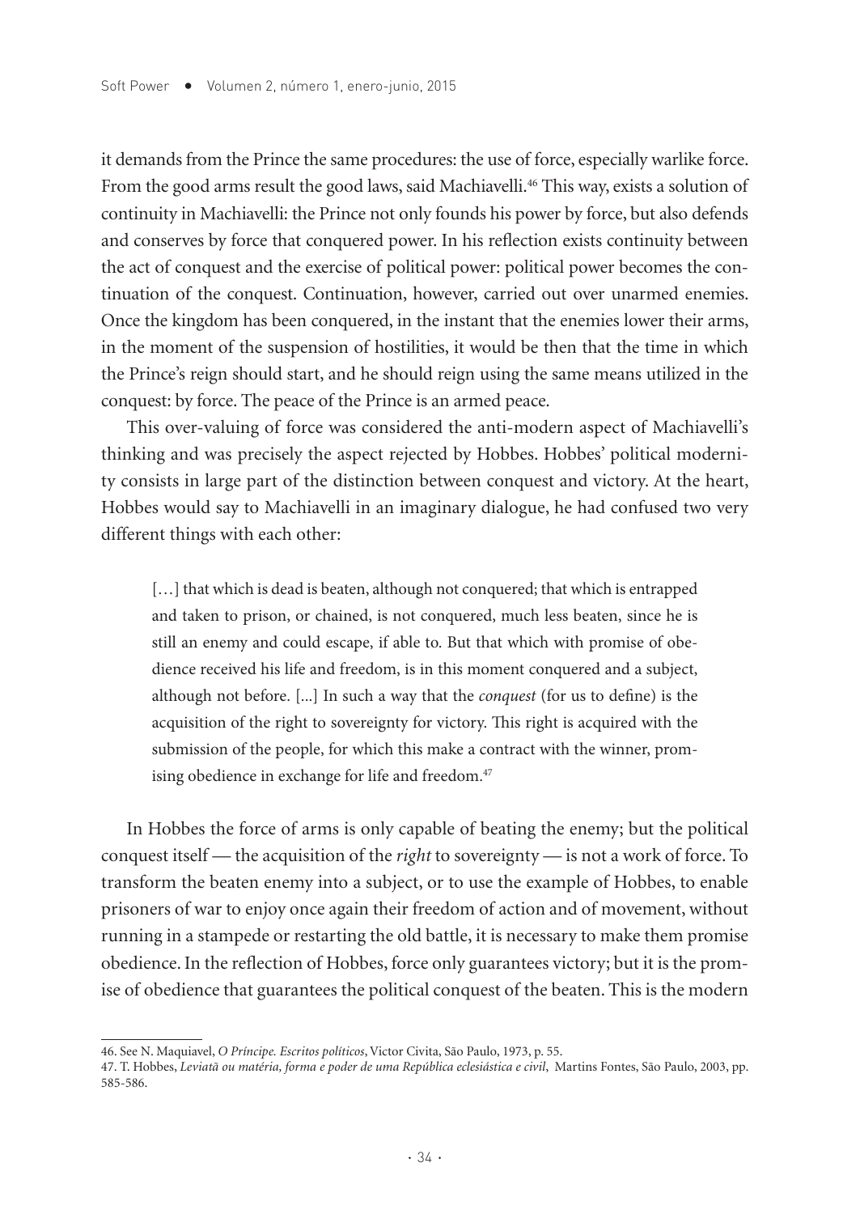it demands from the Prince the same procedures: the use of force, especially warlike force. From the good arms result the good laws, said Machiavelli.[46] This way, exists a solution of continuity in Machiavelli: the Prince not only founds his power by force, but also defends and conserves by force that conquered power. In his reflection exists continuity between the act of conquest and the exercise of political power: political power becomes the continuation of the conquest. Continuation, however, carried out over unarmed enemies. Once the kingdom has been conquered, in the instant that the enemies lower their arms, in the moment of the suspension of hostilities, it would be then that the time in which the Prince's reign should start, and he should reign using the same means utilized in the conquest: by force. The peace of the Prince is an armed peace.

This over-valuing of force was considered the anti-modern aspect of Machiavelli's thinking and was precisely the aspect rejected by Hobbes. Hobbes' political modernity consists in large part of the distinction between conquest and victory. At the heart, Hobbes would say to Machiavelli in an imaginary dialogue, he had confused two very different things with each other:

> […] that which is dead is beaten, although not conquered; that which is entrapped and taken to prison, or chained, is not conquered, much less beaten, since he is still an enemy and could escape, if able to. But that which with promise of obedience received his life and freedom, is in this moment conquered and a subject, although not before. [...] In such a way that the *conquest* (for us to define) is the acquisition of the right to sovereignty for victory. This right is acquired with the submission of the people, for which this make a contract with the winner, promising obedience in exchange for life and freedom.[47]

In Hobbes the force of arms is only capable of beating the enemy; but the political conquest itself — the acquisition of the *right* to sovereignty — is not a work of force. To transform the beaten enemy into a subject, or to use the example of Hobbes, to enable prisoners of war to enjoy once again their freedom of action and of movement, without running in a stampede or restarting the old battle, it is necessary to make them promise obedience. In the reflection of Hobbes, force only guarantees victory; but it is the promise of obedience that guarantees the political conquest of the beaten. This is the modern

46. See N. Maquiavel, *O Príncipe. Escritos políticos*, Victor Civita, São Paulo, 1973, p. 55.

47. T. Hobbes, *Leviatã ou matéria, forma e poder de uma República eclesiástica e civil*, Martins Fontes, São Paulo, 2003, pp. 585-586.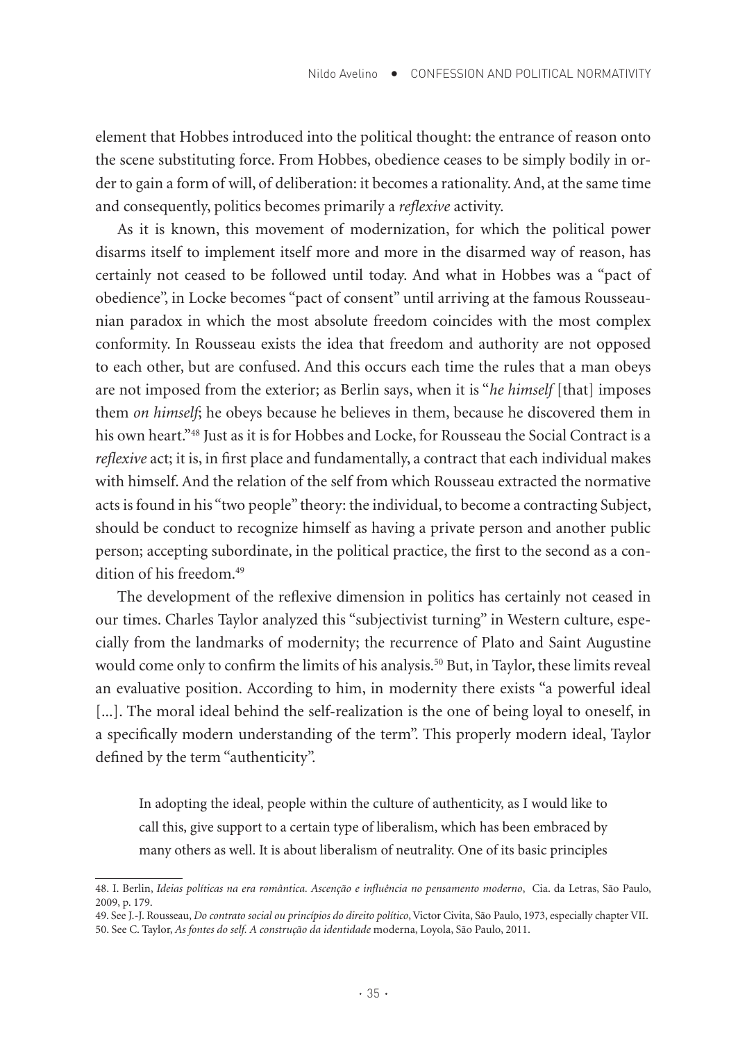element that Hobbes introduced into the political thought: the entrance of reason onto the scene substituting force. From Hobbes, obedience ceases to be simply bodily in order to gain a form of will, of deliberation: it becomes a rationality. And, at the same time and consequently, politics becomes primarily a *reflexive* activity.

As it is known, this movement of modernization, for which the political power disarms itself to implement itself more and more in the disarmed way of reason, has certainly not ceased to be followed until today. And what in Hobbes was a "pact of obedience", in Locke becomes "pact of consent" until arriving at the famous Rousseaunian paradox in which the most absolute freedom coincides with the most complex conformity. In Rousseau exists the idea that freedom and authority are not opposed to each other, but are confused. And this occurs each time the rules that a man obeys are not imposed from the exterior; as Berlin says, when it is "*he himself* [that] imposes them *on himself*; he obeys because he believes in them, because he discovered them in his own heart."[48] Just as it is for Hobbes and Locke, for Rousseau the Social Contract is a *reflexive* act; it is, in first place and fundamentally, a contract that each individual makes with himself. And the relation of the self from which Rousseau extracted the normative acts is found in his "two people" theory: the individual, to become a contracting Subject, should be conduct to recognize himself as having a private person and another public person; accepting subordinate, in the political practice, the first to the second as a condition of his freedom.[49]

The development of the reflexive dimension in politics has certainly not ceased in our times. Charles Taylor analyzed this "subjectivist turning" in Western culture, especially from the landmarks of modernity; the recurrence of Plato and Saint Augustine would come only to confirm the limits of his analysis.[50] But, in Taylor, these limits reveal an evaluative position. According to him, in modernity there exists "a powerful ideal [...]. The moral ideal behind the self-realization is the one of being loyal to oneself, in a specifically modern understanding of the term". This properly modern ideal, Taylor defined by the term "authenticity".

> In adopting the ideal, people within the culture of authenticity, as I would like to call this, give support to a certain type of liberalism, which has been embraced by many others as well. It is about liberalism of neutrality. One of its basic principles

48. I. Berlin, *Ideias políticas na era romântica. Ascenção e influência no pensamento moderno*, Cia. da Letras, São Paulo, 2009, p. 179.

49. See J.-J. Rousseau, *Do contrato social ou princípios do direito político*, Victor Civita, São Paulo, 1973, especially chapter VII.

50. See C. Taylor, *As fontes do self. A construção da identidade* moderna, Loyola, São Paulo, 2011.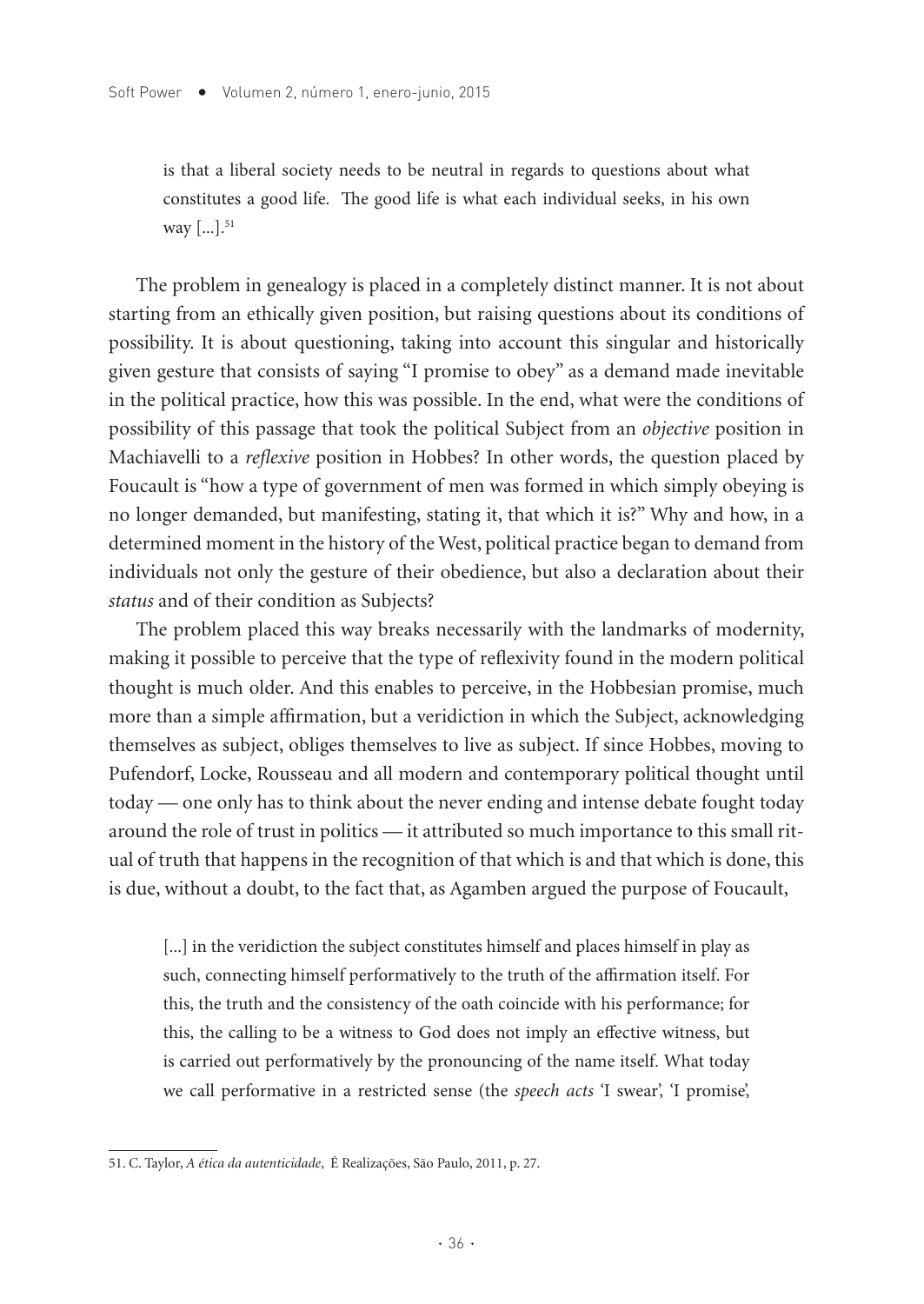> is that a liberal society needs to be neutral in regards to questions about what constitutes a good life. The good life is what each individual seeks, in his own way [...].[51]

The problem in genealogy is placed in a completely distinct manner. It is not about starting from an ethically given position, but raising questions about its conditions of possibility. It is about questioning, taking into account this singular and historically given gesture that consists of saying "I promise to obey" as a demand made inevitable in the political practice, how this was possible. In the end, what were the conditions of possibility of this passage that took the political Subject from an *objective* position in Machiavelli to a *reflexive* position in Hobbes? In other words, the question placed by Foucault is "how a type of government of men was formed in which simply obeying is no longer demanded, but manifesting, stating it, that which it is?" Why and how, in a determined moment in the history of the West, political practice began to demand from individuals not only the gesture of their obedience, but also a declaration about their *status* and of their condition as Subjects?

The problem placed this way breaks necessarily with the landmarks of modernity, making it possible to perceive that the type of reflexivity found in the modern political thought is much older. And this enables to perceive, in the Hobbesian promise, much more than a simple affirmation, but a veridiction in which the Subject, acknowledging themselves as subject, obliges themselves to live as subject. If since Hobbes, moving to Pufendorf, Locke, Rousseau and all modern and contemporary political thought until today — one only has to think about the never ending and intense debate fought today around the role of trust in politics — it attributed so much importance to this small ritual of truth that happens in the recognition of that which is and that which is done, this is due, without a doubt, to the fact that, as Agamben argued the purpose of Foucault,

> [...] in the veridiction the subject constitutes himself and places himself in play as such, connecting himself performatively to the truth of the affirmation itself. For this, the truth and the consistency of the oath coincide with his performance; for this, the calling to be a witness to God does not imply an effective witness, but is carried out performatively by the pronouncing of the name itself. What today we call performative in a restricted sense (the *speech acts* 'I swear', 'I promise',

---

51. C. Taylor, *A ética da autenticidade*, É Realizações, São Paulo, 2011, p. 27.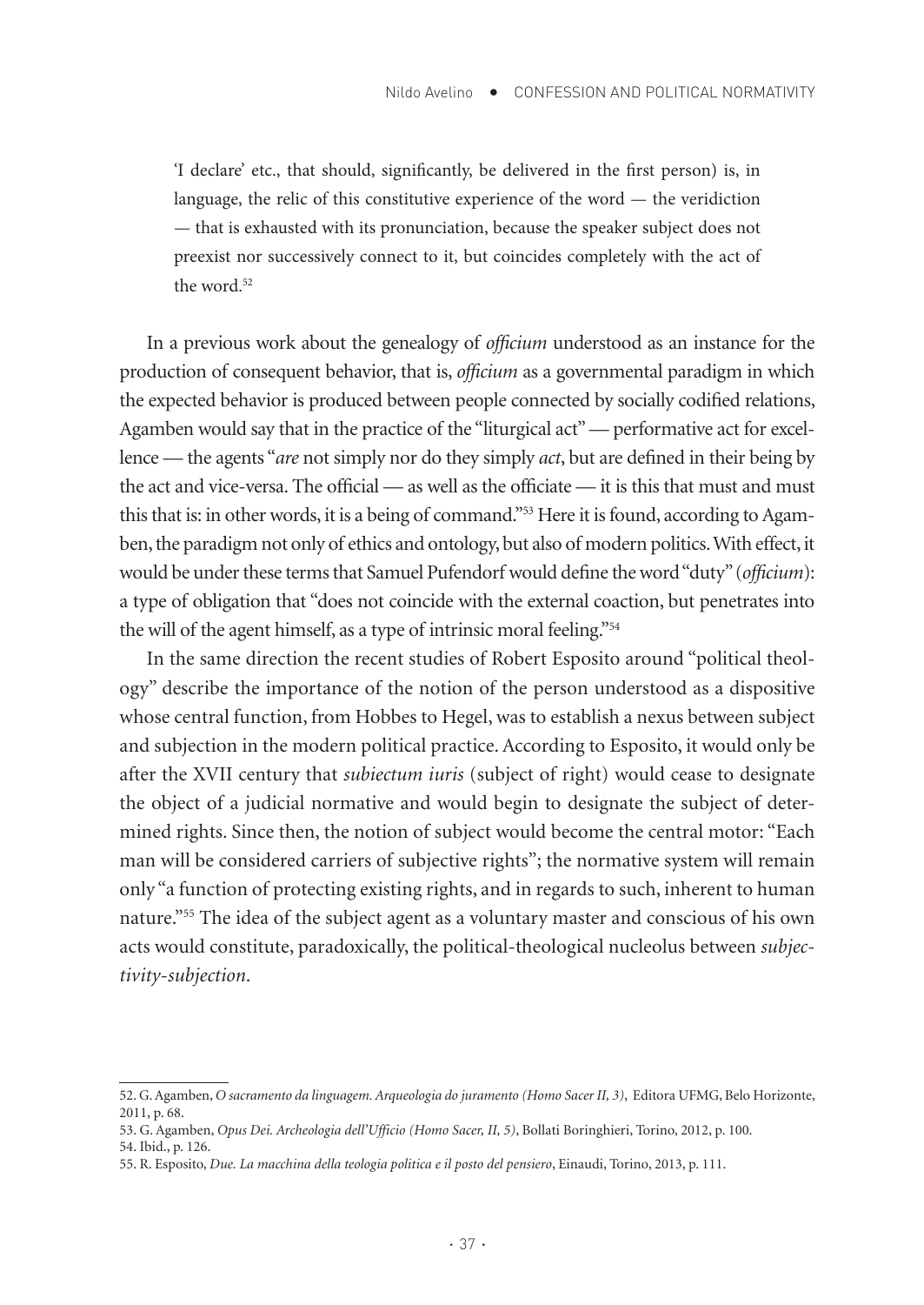> 'I declare' etc., that should, significantly, be delivered in the first person) is, in language, the relic of this constitutive experience of the word — the veridiction — that is exhausted with its pronunciation, because the speaker subject does not preexist nor successively connect to it, but coincides completely with the act of the word.[52]

In a previous work about the genealogy of *officium* understood as an instance for the production of consequent behavior, that is, *officium* as a governmental paradigm in which the expected behavior is produced between people connected by socially codified relations, Agamben would say that in the practice of the "liturgical act" — performative act for excellence — the agents "*are* not simply nor do they simply *act*, but are defined in their being by the act and vice-versa. The official — as well as the officiate — it is this that must and must this that is: in other words, it is a being of command."[53] Here it is found, according to Agamben, the paradigm not only of ethics and ontology, but also of modern politics. With effect, it would be under these terms that Samuel Pufendorf would define the word "duty" (*officium*): a type of obligation that "does not coincide with the external coaction, but penetrates into the will of the agent himself, as a type of intrinsic moral feeling."[54]

In the same direction the recent studies of Robert Esposito around "political theology" describe the importance of the notion of the person understood as a dispositive whose central function, from Hobbes to Hegel, was to establish a nexus between subject and subjection in the modern political practice. According to Esposito, it would only be after the XVII century that *subiectum iuris* (subject of right) would cease to designate the object of a judicial normative and would begin to designate the subject of determined rights. Since then, the notion of subject would become the central motor: "Each man will be considered carriers of subjective rights"; the normative system will remain only "a function of protecting existing rights, and in regards to such, inherent to human nature."[55] The idea of the subject agent as a voluntary master and conscious of his own acts would constitute, paradoxically, the political-theological nucleolus between *subjectivity-subjection*.

---

52. G. Agamben, *O sacramento da linguagem. Arqueologia do juramento (Homo Sacer II, 3)*, Editora UFMG, Belo Horizonte, 2011, p. 68.

53. G. Agamben, *Opus Dei. Archeologia dell'Ufficio (Homo Sacer, II, 5)*, Bollati Boringhieri, Torino, 2012, p. 100.

54. Ibid., p. 126.

55. R. Esposito, *Due. La macchina della teologia politica e il posto del pensiero*, Einaudi, Torino, 2013, p. 111.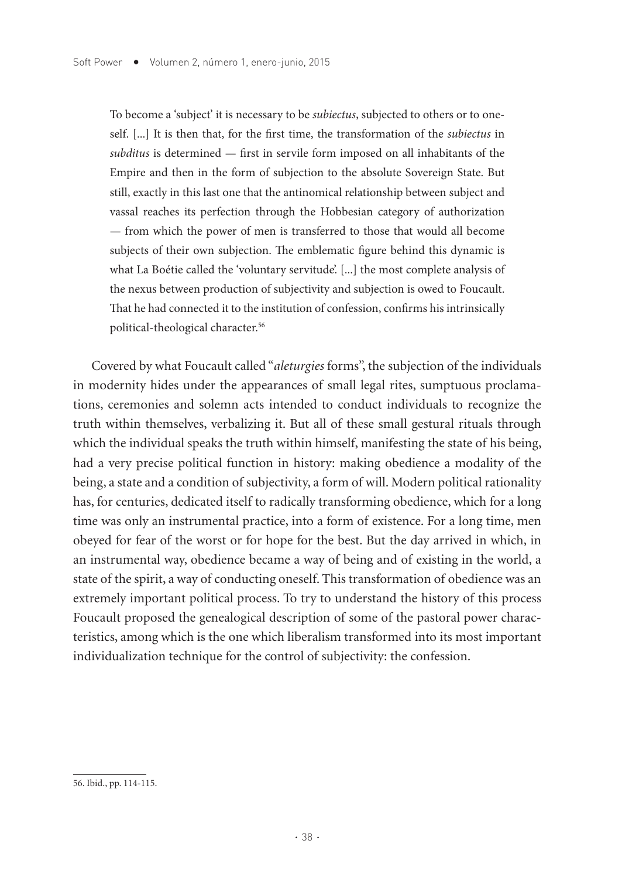> To become a 'subject' it is necessary to be *subiectus*, subjected to others or to oneself. [...] It is then that, for the first time, the transformation of the *subiectus* in *subditus* is determined — first in servile form imposed on all inhabitants of the Empire and then in the form of subjection to the absolute Sovereign State. But still, exactly in this last one that the antinomical relationship between subject and vassal reaches its perfection through the Hobbesian category of authorization — from which the power of men is transferred to those that would all become subjects of their own subjection. The emblematic figure behind this dynamic is what La Boétie called the 'voluntary servitude'. [...] the most complete analysis of the nexus between production of subjectivity and subjection is owed to Foucault. That he had connected it to the institution of confession, confirms his intrinsically political-theological character.[56]

Covered by what Foucault called "*aleturgies* forms", the subjection of the individuals in modernity hides under the appearances of small legal rites, sumptuous proclamations, ceremonies and solemn acts intended to conduct individuals to recognize the truth within themselves, verbalizing it. But all of these small gestural rituals through which the individual speaks the truth within himself, manifesting the state of his being, had a very precise political function in history: making obedience a modality of the being, a state and a condition of subjectivity, a form of will. Modern political rationality has, for centuries, dedicated itself to radically transforming obedience, which for a long time was only an instrumental practice, into a form of existence. For a long time, men obeyed for fear of the worst or for hope for the best. But the day arrived in which, in an instrumental way, obedience became a way of being and of existing in the world, a state of the spirit, a way of conducting oneself. This transformation of obedience was an extremely important political process. To try to understand the history of this process Foucault proposed the genealogical description of some of the pastoral power characteristics, among which is the one which liberalism transformed into its most important individualization technique for the control of subjectivity: the confession.

---

56. Ibid., pp. 114-115.